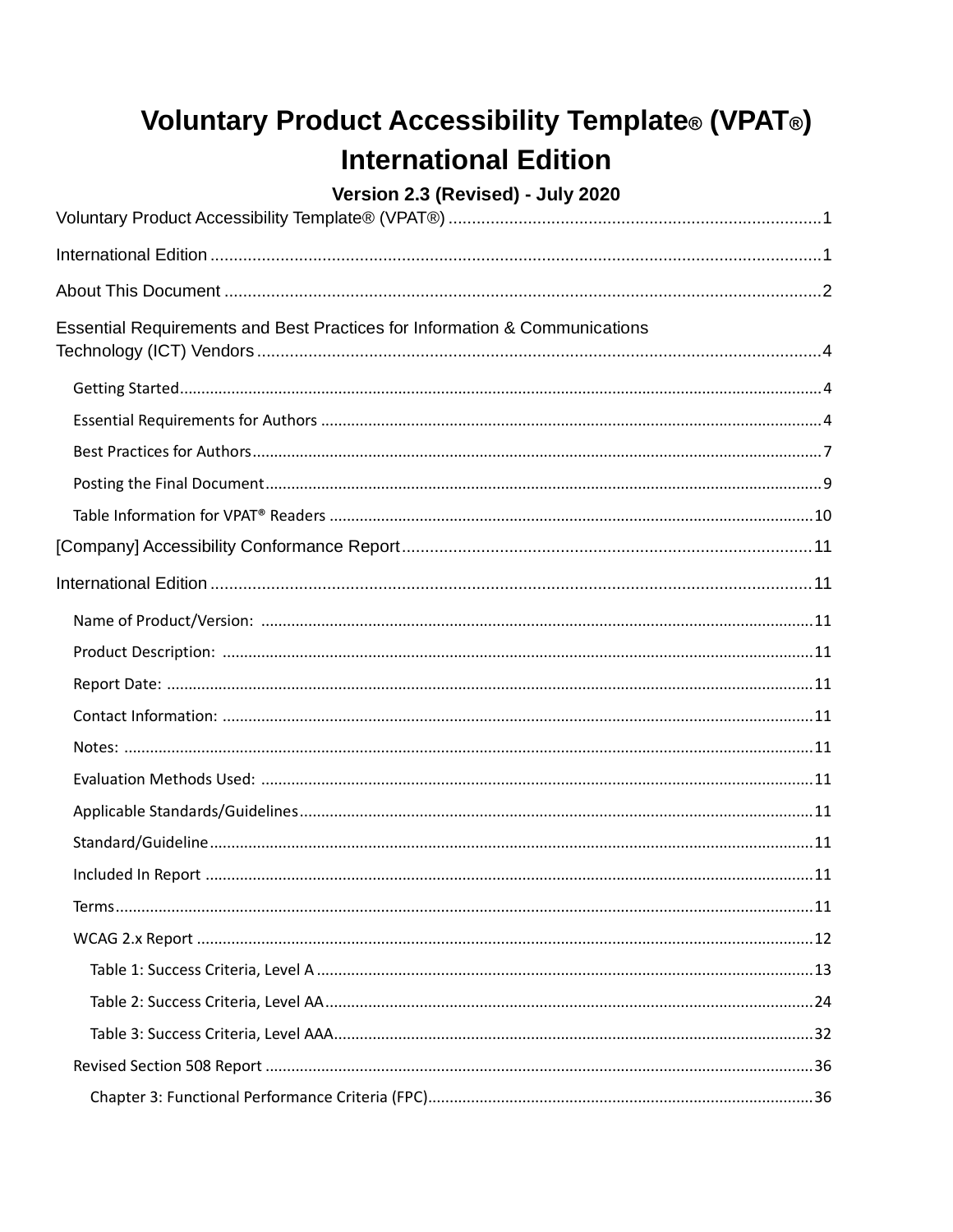# Voluntary Product Accessibility Template® (VPAT®)

# International Edition

### Version 2.3 (Revised) - July 2020

Voluntary Product Accessibility Template® (VPAT®) ........................................ 1

International Edition ........................................ 1

About This Document ........................................ 2

Essential Requirements and Best Practices for Information & Communications Technology (ICT) Vendors ........................................ 4

- Getting Started ........................................ 4
- Essential Requirements for Authors ........................................ 4
- Best Practices for Authors ........................................ 7
- Posting the Final Document ........................................ 9
- Table Information for VPAT® Readers ........................................ 10

[Company] Accessibility Conformance Report ........................................ 11

International Edition ........................................ 11

- Name of Product/Version: ........................................ 11
- Product Description: ........................................ 11
- Report Date: ........................................ 11
- Contact Information: ........................................ 11
- Notes: ........................................ 11
- Evaluation Methods Used: ........................................ 11
- Applicable Standards/Guidelines ........................................ 11
- Standard/Guideline ........................................ 11
- Included In Report ........................................ 11
- Terms ........................................ 11
- WCAG 2.x Report ........................................ 12
  - Table 1: Success Criteria, Level A ........................................ 13
  - Table 2: Success Criteria, Level AA ........................................ 24
  - Table 3: Success Criteria, Level AAA ........................................ 32
- Revised Section 508 Report ........................................ 36
  - Chapter 3: Functional Performance Criteria (FPC) ........................................ 36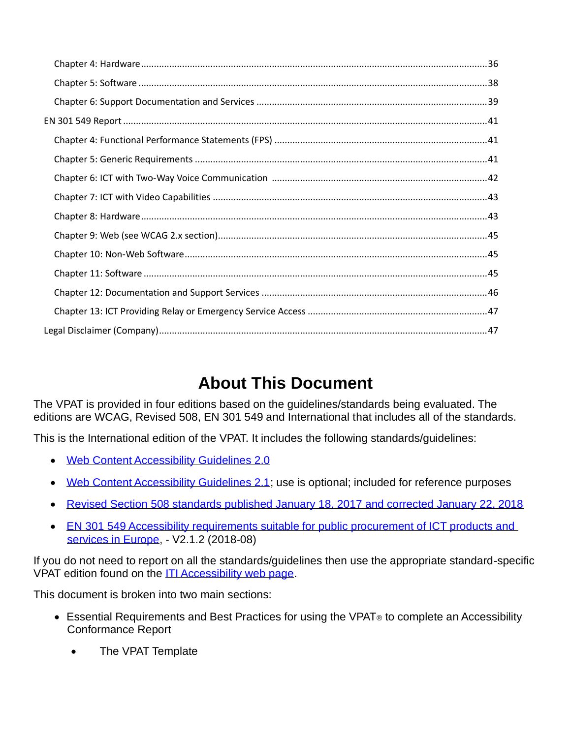- Chapter 4: Hardware ..... 36
- Chapter 5: Software ..... 38
- Chapter 6: Support Documentation and Services ..... 39

EN 301 549 Report ..... 41

- Chapter 4: Functional Performance Statements (FPS) ..... 41
- Chapter 5: Generic Requirements ..... 41
- Chapter 6: ICT with Two-Way Voice Communication ..... 42
- Chapter 7: ICT with Video Capabilities ..... 43
- Chapter 8: Hardware ..... 43
- Chapter 9: Web (see WCAG 2.x section) ..... 45
- Chapter 10: Non-Web Software ..... 45
- Chapter 11: Software ..... 45
- Chapter 12: Documentation and Support Services ..... 46
- Chapter 13: ICT Providing Relay or Emergency Service Access ..... 47

Legal Disclaimer (Company) ..... 47

# About This Document

The VPAT is provided in four editions based on the guidelines/standards being evaluated. The editions are WCAG, Revised 508, EN 301 549 and International that includes all of the standards.

This is the International edition of the VPAT. It includes the following standards/guidelines:

- Web Content Accessibility Guidelines 2.0
- Web Content Accessibility Guidelines 2.1; use is optional; included for reference purposes
- Revised Section 508 standards published January 18, 2017 and corrected January 22, 2018
- EN 301 549 Accessibility requirements suitable for public procurement of ICT products and services in Europe, - V2.1.2 (2018-08)

If you do not need to report on all the standards/guidelines then use the appropriate standard-specific VPAT edition found on the ITI Accessibility web page.

This document is broken into two main sections:

- Essential Requirements and Best Practices for using the VPAT® to complete an Accessibility Conformance Report
- The VPAT Template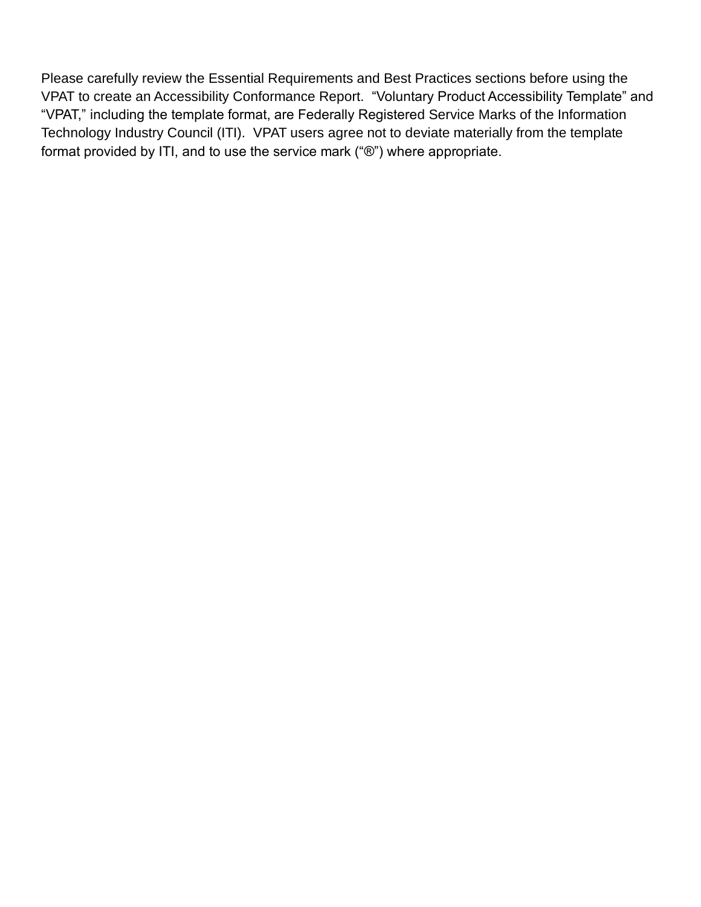Please carefully review the Essential Requirements and Best Practices sections before using the VPAT to create an Accessibility Conformance Report.  "Voluntary Product Accessibility Template" and "VPAT," including the template format, are Federally Registered Service Marks of the Information Technology Industry Council (ITI).  VPAT users agree not to deviate materially from the template format provided by ITI, and to use the service mark ("®") where appropriate.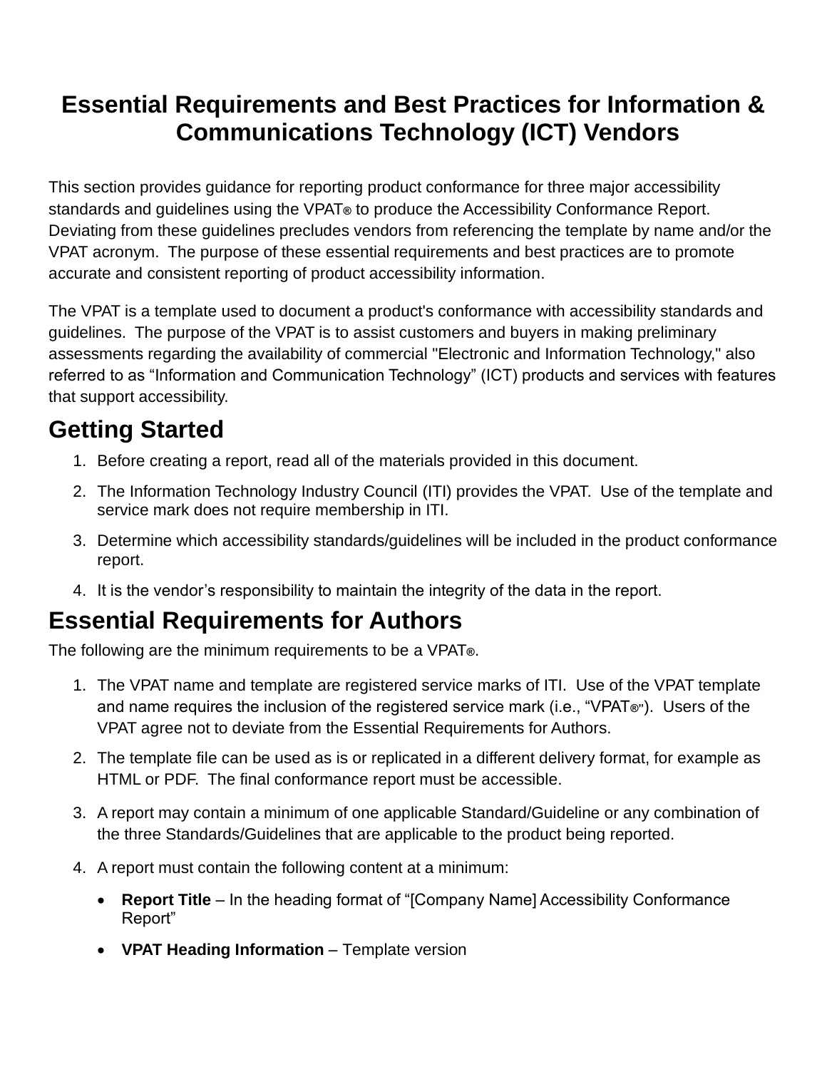# Essential Requirements and Best Practices for Information & Communications Technology (ICT) Vendors

This section provides guidance for reporting product conformance for three major accessibility standards and guidelines using the VPAT® to produce the Accessibility Conformance Report. Deviating from these guidelines precludes vendors from referencing the template by name and/or the VPAT acronym. The purpose of these essential requirements and best practices are to promote accurate and consistent reporting of product accessibility information.

The VPAT is a template used to document a product's conformance with accessibility standards and guidelines. The purpose of the VPAT is to assist customers and buyers in making preliminary assessments regarding the availability of commercial "Electronic and Information Technology," also referred to as "Information and Communication Technology" (ICT) products and services with features that support accessibility.

## Getting Started

1. Before creating a report, read all of the materials provided in this document.
2. The Information Technology Industry Council (ITI) provides the VPAT. Use of the template and service mark does not require membership in ITI.
3. Determine which accessibility standards/guidelines will be included in the product conformance report.
4. It is the vendor's responsibility to maintain the integrity of the data in the report.

## Essential Requirements for Authors

The following are the minimum requirements to be a VPAT®.

1. The VPAT name and template are registered service marks of ITI. Use of the VPAT template and name requires the inclusion of the registered service mark (i.e., "VPAT®"). Users of the VPAT agree not to deviate from the Essential Requirements for Authors.
2. The template file can be used as is or replicated in a different delivery format, for example as HTML or PDF. The final conformance report must be accessible.
3. A report may contain a minimum of one applicable Standard/Guideline or any combination of the three Standards/Guidelines that are applicable to the product being reported.
4. A report must contain the following content at a minimum:
   - **Report Title** – In the heading format of "[Company Name] Accessibility Conformance Report"
   - **VPAT Heading Information** – Template version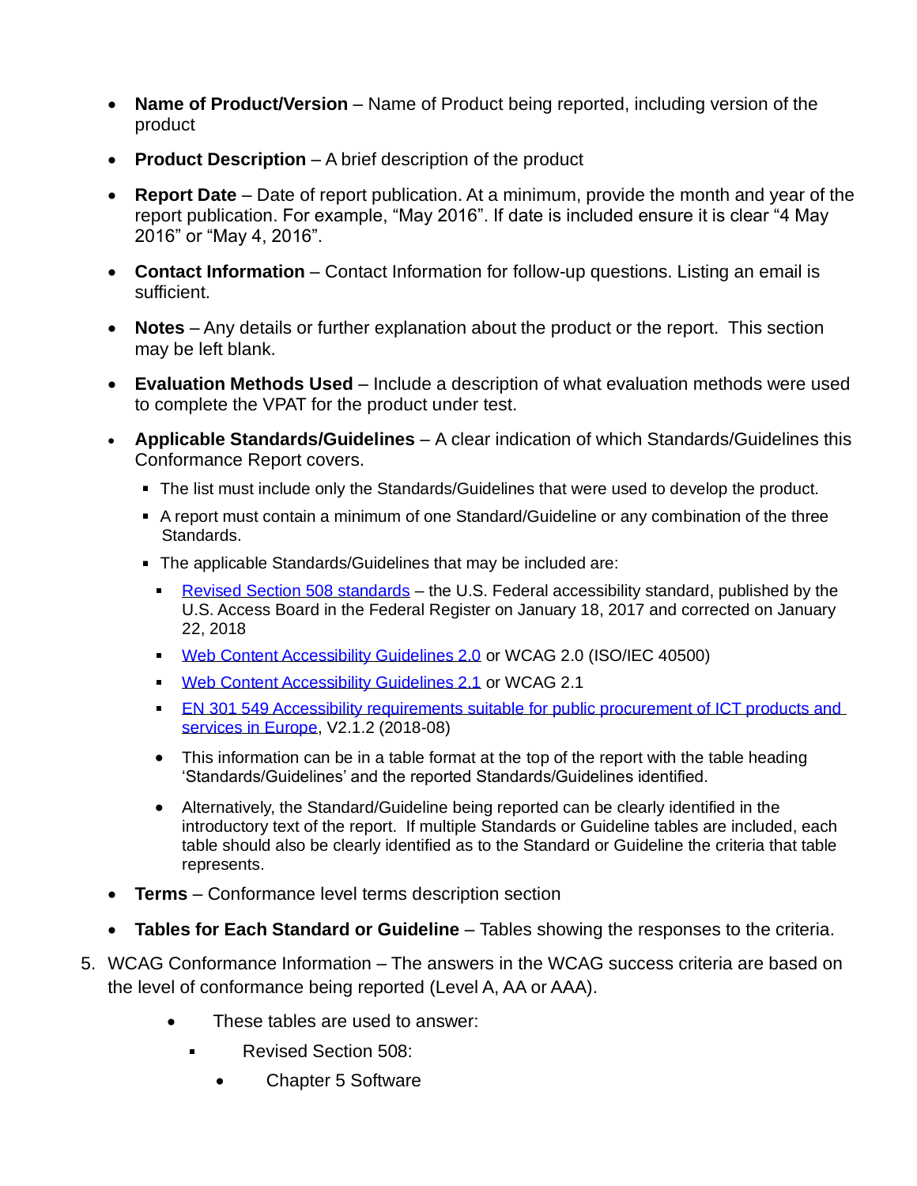- **Name of Product/Version** – Name of Product being reported, including version of the product
- **Product Description** – A brief description of the product
- **Report Date** – Date of report publication. At a minimum, provide the month and year of the report publication. For example, “May 2016”. If date is included ensure it is clear “4 May 2016” or “May 4, 2016”.
- **Contact Information** – Contact Information for follow-up questions. Listing an email is sufficient.
- **Notes** – Any details or further explanation about the product or the report. This section may be left blank.
- **Evaluation Methods Used** – Include a description of what evaluation methods were used to complete the VPAT for the product under test.
- **Applicable Standards/Guidelines** – A clear indication of which Standards/Guidelines this Conformance Report covers.
  - The list must include only the Standards/Guidelines that were used to develop the product.
  - A report must contain a minimum of one Standard/Guideline or any combination of the three Standards.
  - The applicable Standards/Guidelines that may be included are:
    - Revised Section 508 standards – the U.S. Federal accessibility standard, published by the U.S. Access Board in the Federal Register on January 18, 2017 and corrected on January 22, 2018
    - Web Content Accessibility Guidelines 2.0 or WCAG 2.0 (ISO/IEC 40500)
    - Web Content Accessibility Guidelines 2.1 or WCAG 2.1
    - EN 301 549 Accessibility requirements suitable for public procurement of ICT products and services in Europe, V2.1.2 (2018-08)
    - This information can be in a table format at the top of the report with the table heading ‘Standards/Guidelines’ and the reported Standards/Guidelines identified.
    - Alternatively, the Standard/Guideline being reported can be clearly identified in the introductory text of the report. If multiple Standards or Guideline tables are included, each table should also be clearly identified as to the Standard or Guideline the criteria that table represents.
- **Terms** – Conformance level terms description section
- **Tables for Each Standard or Guideline** – Tables showing the responses to the criteria.

5. WCAG Conformance Information – The answers in the WCAG success criteria are based on the level of conformance being reported (Level A, AA or AAA).
   - These tables are used to answer:
     - Revised Section 508:
       - Chapter 5 Software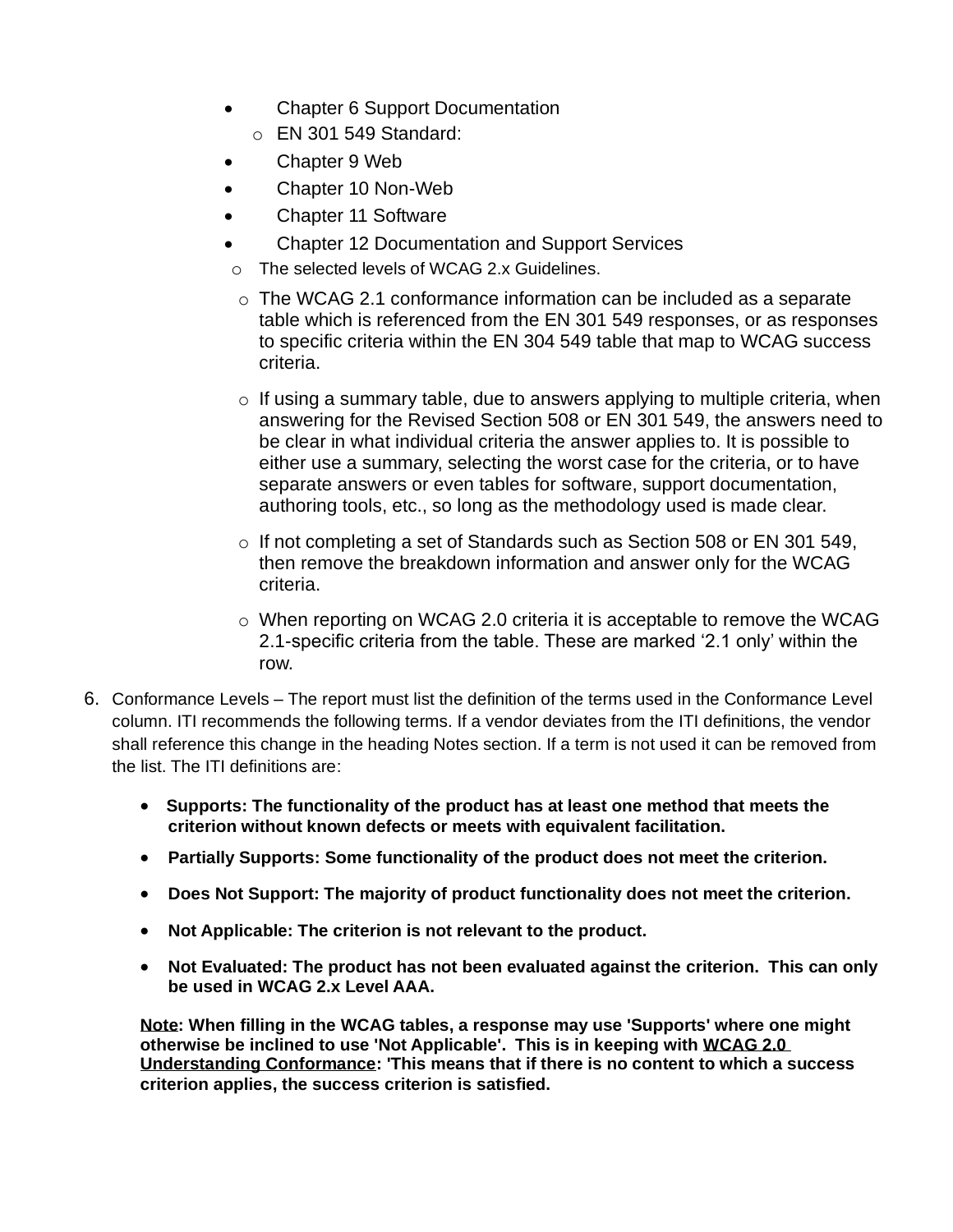- Chapter 6 Support Documentation
  - EN 301 549 Standard:
- Chapter 9 Web
- Chapter 10 Non-Web
- Chapter 11 Software
- Chapter 12 Documentation and Support Services
  - The selected levels of WCAG 2.x Guidelines.
  - The WCAG 2.1 conformance information can be included as a separate table which is referenced from the EN 301 549 responses, or as responses to specific criteria within the EN 304 549 table that map to WCAG success criteria.
  - If using a summary table, due to answers applying to multiple criteria, when answering for the Revised Section 508 or EN 301 549, the answers need to be clear in what individual criteria the answer applies to. It is possible to either use a summary, selecting the worst case for the criteria, or to have separate answers or even tables for software, support documentation, authoring tools, etc., so long as the methodology used is made clear.
  - If not completing a set of Standards such as Section 508 or EN 301 549, then remove the breakdown information and answer only for the WCAG criteria.
  - When reporting on WCAG 2.0 criteria it is acceptable to remove the WCAG 2.1-specific criteria from the table. These are marked '2.1 only' within the row.

6. Conformance Levels – The report must list the definition of the terms used in the Conformance Level column. ITI recommends the following terms. If a vendor deviates from the ITI definitions, the vendor shall reference this change in the heading Notes section. If a term is not used it can be removed from the list. The ITI definitions are:

   - **Supports: The functionality of the product has at least one method that meets the criterion without known defects or meets with equivalent facilitation.**
   - **Partially Supports: Some functionality of the product does not meet the criterion.**
   - **Does Not Support: The majority of product functionality does not meet the criterion.**
   - **Not Applicable: The criterion is not relevant to the product.**
   - **Not Evaluated: The product has not been evaluated against the criterion. This can only be used in WCAG 2.x Level AAA.**

   **Note: When filling in the WCAG tables, a response may use 'Supports' where one might otherwise be inclined to use 'Not Applicable'. This is in keeping with WCAG 2.0 Understanding Conformance: 'This means that if there is no content to which a success criterion applies, the success criterion is satisfied.**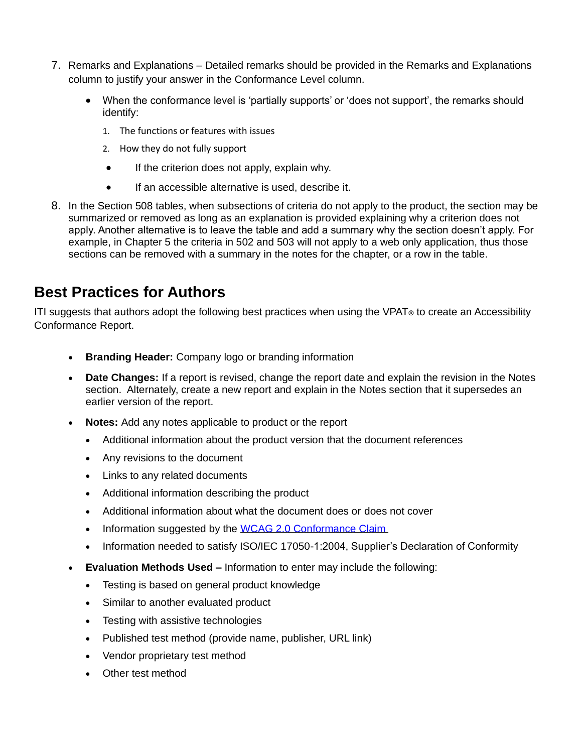7. Remarks and Explanations – Detailed remarks should be provided in the Remarks and Explanations column to justify your answer in the Conformance Level column.
   - When the conformance level is ‘partially supports’ or ‘does not support’, the remarks should identify:
     1. The functions or features with issues
     2. How they do not fully support
   - If the criterion does not apply, explain why.
   - If an accessible alternative is used, describe it.
8. In the Section 508 tables, when subsections of criteria do not apply to the product, the section may be summarized or removed as long as an explanation is provided explaining why a criterion does not apply. Another alternative is to leave the table and add a summary why the section doesn’t apply. For example, in Chapter 5 the criteria in 502 and 503 will not apply to a web only application, thus those sections can be removed with a summary in the notes for the chapter, or a row in the table.

## Best Practices for Authors

ITI suggests that authors adopt the following best practices when using the VPAT® to create an Accessibility Conformance Report.

- **Branding Header:** Company logo or branding information
- **Date Changes:** If a report is revised, change the report date and explain the revision in the Notes section. Alternately, create a new report and explain in the Notes section that it supersedes an earlier version of the report.
- **Notes:** Add any notes applicable to product or the report
  - Additional information about the product version that the document references
  - Any revisions to the document
  - Links to any related documents
  - Additional information describing the product
  - Additional information about what the document does or does not cover
  - Information suggested by the WCAG 2.0 Conformance Claim
  - Information needed to satisfy ISO/IEC 17050-1:2004, Supplier’s Declaration of Conformity
- **Evaluation Methods Used –** Information to enter may include the following:
  - Testing is based on general product knowledge
  - Similar to another evaluated product
  - Testing with assistive technologies
  - Published test method (provide name, publisher, URL link)
  - Vendor proprietary test method
  - Other test method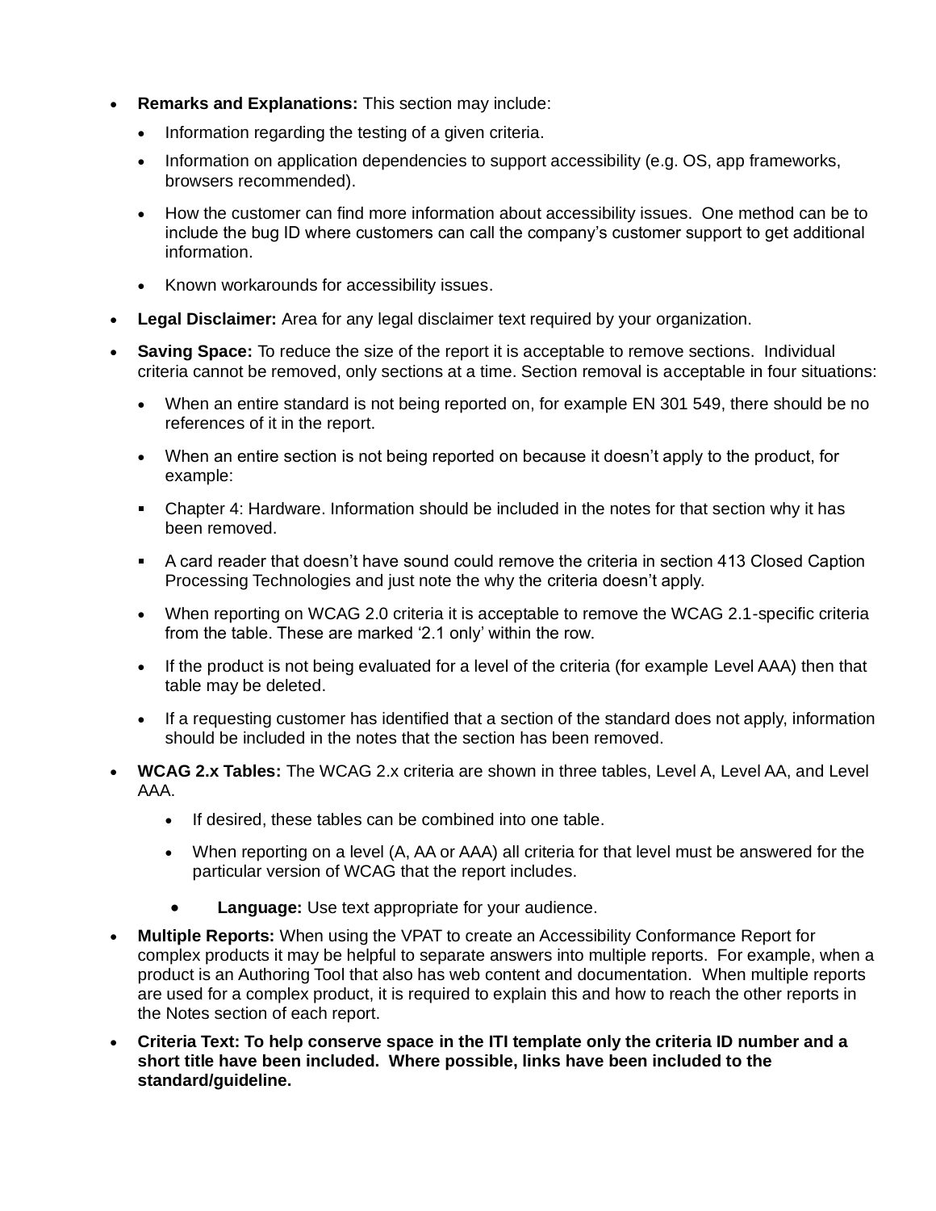- **Remarks and Explanations:** This section may include:
  - Information regarding the testing of a given criteria.
  - Information on application dependencies to support accessibility (e.g. OS, app frameworks, browsers recommended).
  - How the customer can find more information about accessibility issues. One method can be to include the bug ID where customers can call the company's customer support to get additional information.
  - Known workarounds for accessibility issues.
- **Legal Disclaimer:** Area for any legal disclaimer text required by your organization.
- **Saving Space:** To reduce the size of the report it is acceptable to remove sections. Individual criteria cannot be removed, only sections at a time. Section removal is acceptable in four situations:
  - When an entire standard is not being reported on, for example EN 301 549, there should be no references of it in the report.
  - When an entire section is not being reported on because it doesn't apply to the product, for example:
    - Chapter 4: Hardware. Information should be included in the notes for that section why it has been removed.
    - A card reader that doesn't have sound could remove the criteria in section 413 Closed Caption Processing Technologies and just note the why the criteria doesn't apply.
  - When reporting on WCAG 2.0 criteria it is acceptable to remove the WCAG 2.1-specific criteria from the table. These are marked '2.1 only' within the row.
  - If the product is not being evaluated for a level of the criteria (for example Level AAA) then that table may be deleted.
  - If a requesting customer has identified that a section of the standard does not apply, information should be included in the notes that the section has been removed.
- **WCAG 2.x Tables:** The WCAG 2.x criteria are shown in three tables, Level A, Level AA, and Level AAA.
  - If desired, these tables can be combined into one table.
  - When reporting on a level (A, AA or AAA) all criteria for that level must be answered for the particular version of WCAG that the report includes.
  - **Language:** Use text appropriate for your audience.
- **Multiple Reports:** When using the VPAT to create an Accessibility Conformance Report for complex products it may be helpful to separate answers into multiple reports. For example, when a product is an Authoring Tool that also has web content and documentation. When multiple reports are used for a complex product, it is required to explain this and how to reach the other reports in the Notes section of each report.
- **Criteria Text: To help conserve space in the ITI template only the criteria ID number and a short title have been included. Where possible, links have been included to the standard/guideline.**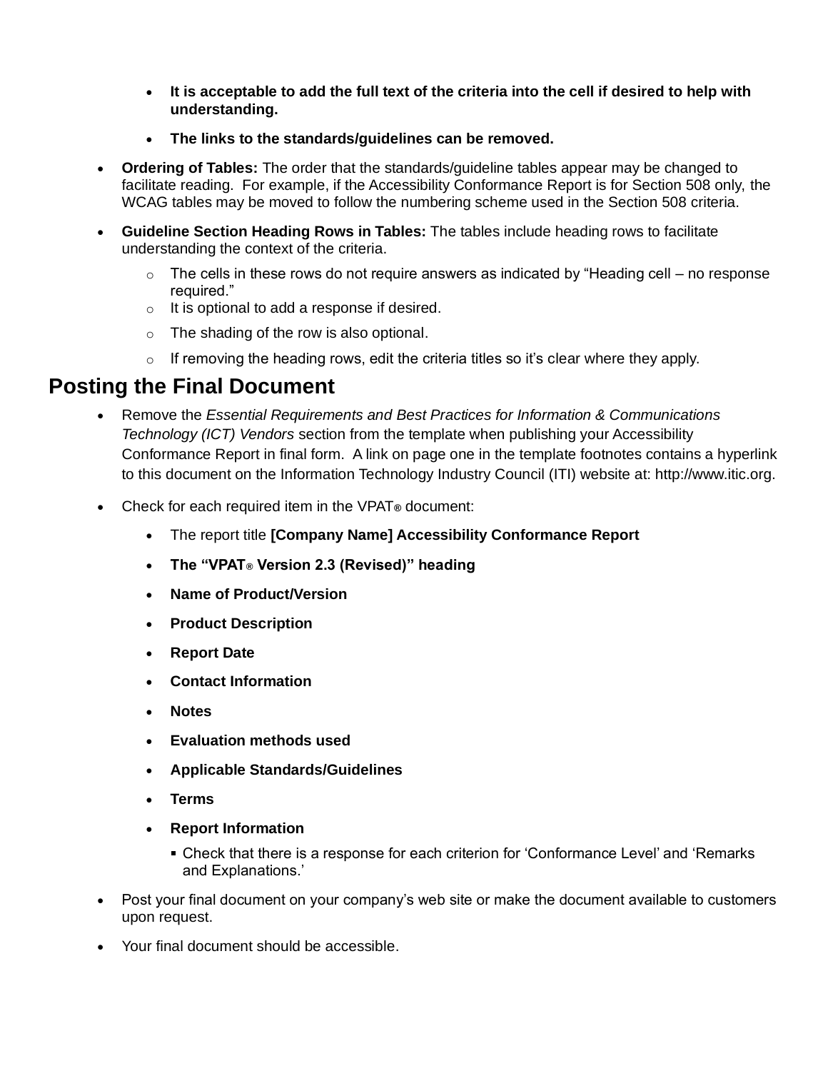- **It is acceptable to add the full text of the criteria into the cell if desired to help with understanding.**
  - **The links to the standards/guidelines can be removed.**
- **Ordering of Tables:** The order that the standards/guideline tables appear may be changed to facilitate reading. For example, if the Accessibility Conformance Report is for Section 508 only, the WCAG tables may be moved to follow the numbering scheme used in the Section 508 criteria.
- **Guideline Section Heading Rows in Tables:** The tables include heading rows to facilitate understanding the context of the criteria.
  - The cells in these rows do not require answers as indicated by "Heading cell – no response required."
  - It is optional to add a response if desired.
  - The shading of the row is also optional.
  - If removing the heading rows, edit the criteria titles so it's clear where they apply.

## Posting the Final Document

- Remove the *Essential Requirements and Best Practices for Information & Communications Technology (ICT) Vendors* section from the template when publishing your Accessibility Conformance Report in final form. A link on page one in the template footnotes contains a hyperlink to this document on the Information Technology Industry Council (ITI) website at: http://www.itic.org.
- Check for each required item in the VPAT® document:
  - The report title **[Company Name] Accessibility Conformance Report**
  - **The "VPAT® Version 2.3 (Revised)" heading**
  - **Name of Product/Version**
  - **Product Description**
  - **Report Date**
  - **Contact Information**
  - **Notes**
  - **Evaluation methods used**
  - **Applicable Standards/Guidelines**
  - **Terms**
  - **Report Information**
    - Check that there is a response for each criterion for 'Conformance Level' and 'Remarks and Explanations.'
- Post your final document on your company's web site or make the document available to customers upon request.
- Your final document should be accessible.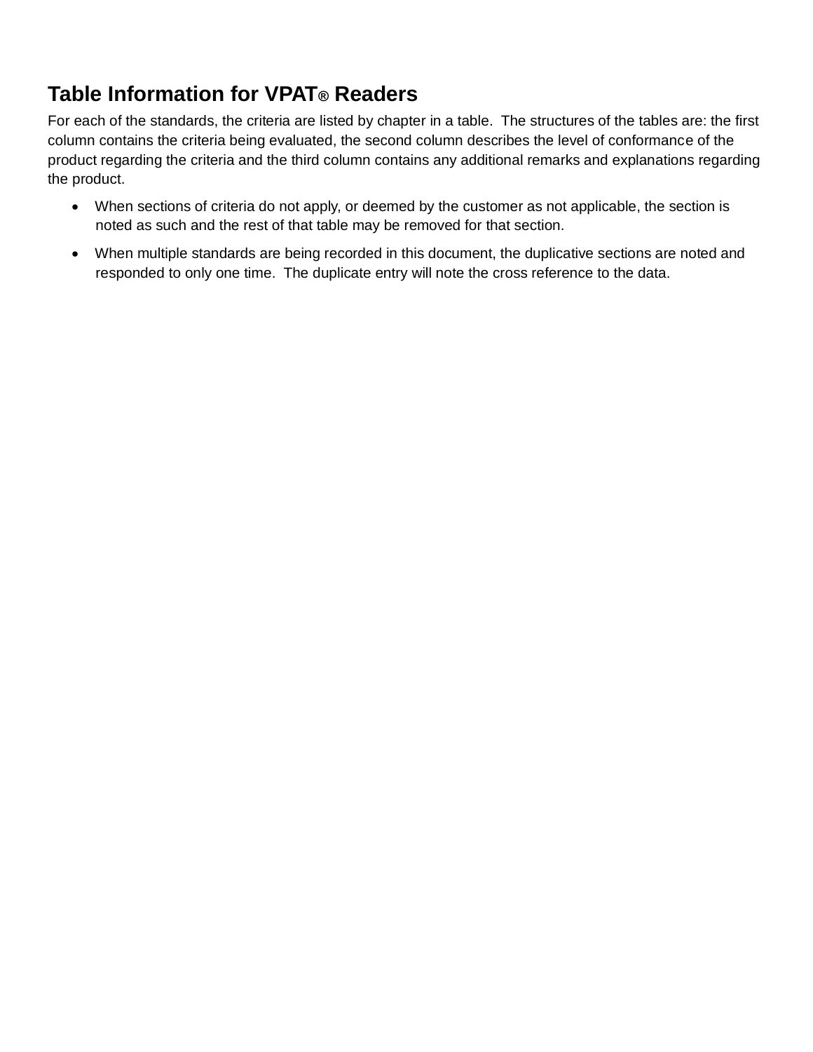## Table Information for VPAT® Readers

For each of the standards, the criteria are listed by chapter in a table.  The structures of the tables are: the first column contains the criteria being evaluated, the second column describes the level of conformance of the product regarding the criteria and the third column contains any additional remarks and explanations regarding the product.

- When sections of criteria do not apply, or deemed by the customer as not applicable, the section is noted as such and the rest of that table may be removed for that section.
- When multiple standards are being recorded in this document, the duplicative sections are noted and responded to only one time.  The duplicate entry will note the cross reference to the data.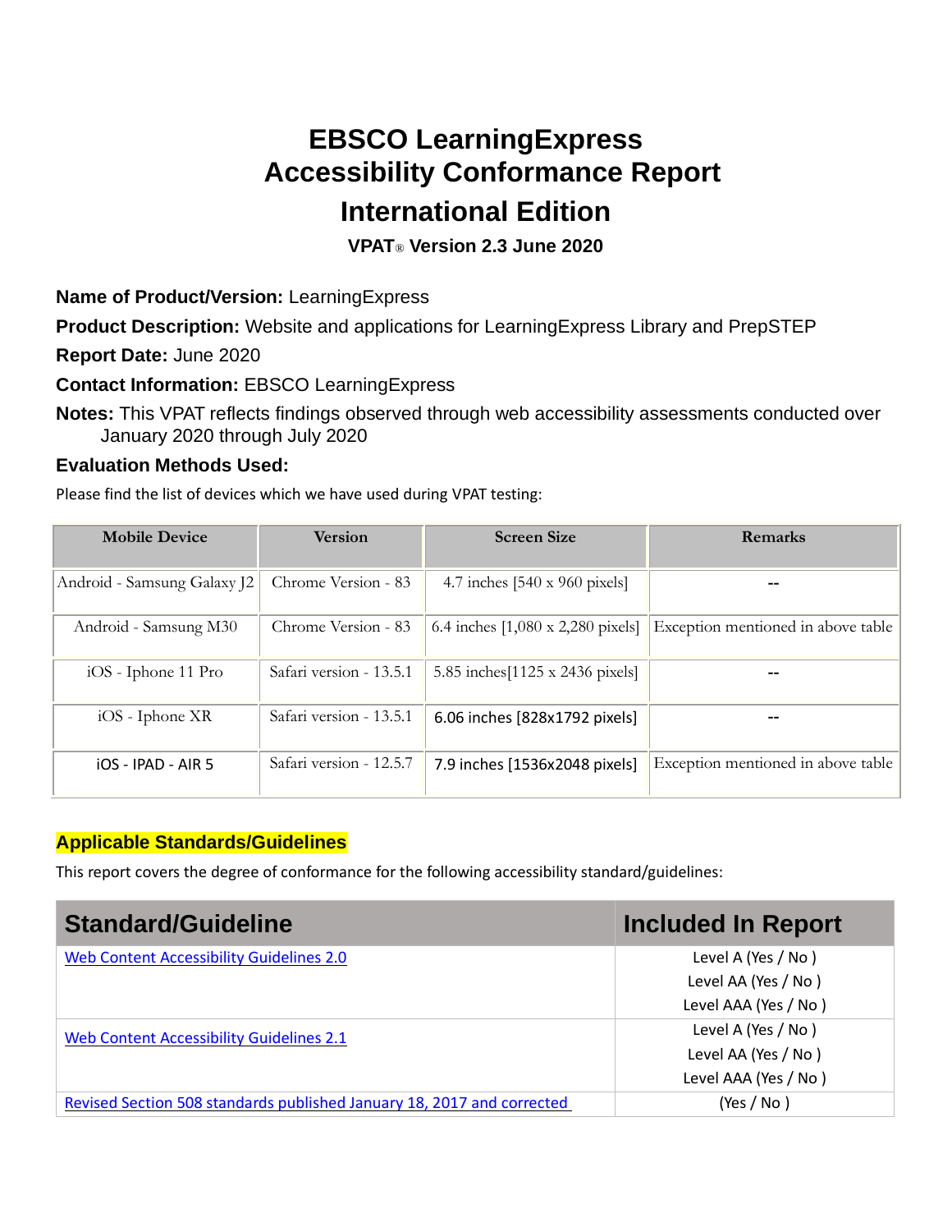# EBSCO LearningExpress Accessibility Conformance Report International Edition

**VPAT® Version 2.3 June 2020**

**Name of Product/Version:** LearningExpress

**Product Description:** Website and applications for LearningExpress Library and PrepSTEP

**Report Date:** June 2020

**Contact Information:** EBSCO LearningExpress

**Notes:** This VPAT reflects findings observed through web accessibility assessments conducted over January 2020 through July 2020

**Evaluation Methods Used:**

Please find the list of devices which we have used during VPAT testing:

| Mobile Device | Version | Screen Size | Remarks |
|---|---|---|---|
| Android - Samsung Galaxy J2 | Chrome Version - 83 | 4.7 inches [540 x 960 pixels] | -- |
| Android - Samsung M30 | Chrome Version - 83 | 6.4 inches [1,080 x 2,280 pixels] | Exception mentioned in above table |
| iOS - Iphone 11 Pro | Safari version - 13.5.1 | 5.85 inches[1125 x 2436 pixels] | -- |
| iOS - Iphone XR | Safari version - 13.5.1 | 6.06 inches [828x1792 pixels] | -- |
| iOS - IPAD - AIR 5 | Safari version - 12.5.7 | 7.9 inches [1536x2048 pixels] | Exception mentioned in above table |

## Applicable Standards/Guidelines

This report covers the degree of conformance for the following accessibility standard/guidelines:

| Standard/Guideline | Included In Report |
|---|---|
| Web Content Accessibility Guidelines 2.0 | Level A (Yes / No )<br>Level AA (Yes / No )<br>Level AAA (Yes / No ) |
| Web Content Accessibility Guidelines 2.1 | Level A (Yes / No )<br>Level AA (Yes / No )<br>Level AAA (Yes / No ) |
| Revised Section 508 standards published January 18, 2017 and corrected | (Yes / No ) |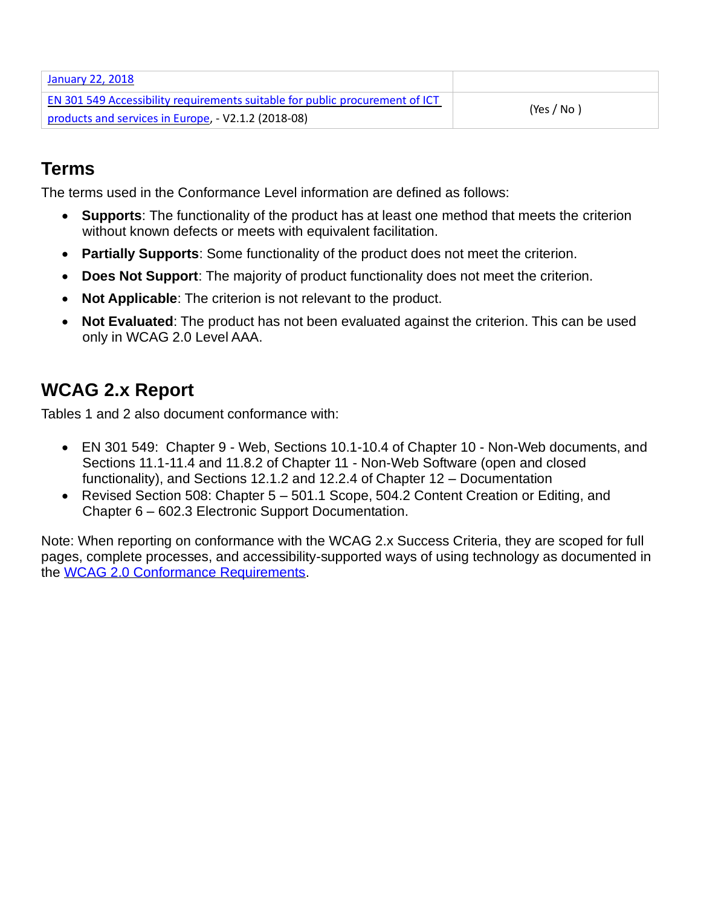| | |
|---|---|
| January 22, 2018 | |
| EN 301 549 Accessibility requirements suitable for public procurement of ICT products and services in Europe, - V2.1.2 (2018-08) | (Yes / No ) |

## Terms

The terms used in the Conformance Level information are defined as follows:

- **Supports**: The functionality of the product has at least one method that meets the criterion without known defects or meets with equivalent facilitation.
- **Partially Supports**: Some functionality of the product does not meet the criterion.
- **Does Not Support**: The majority of product functionality does not meet the criterion.
- **Not Applicable**: The criterion is not relevant to the product.
- **Not Evaluated**: The product has not been evaluated against the criterion. This can be used only in WCAG 2.0 Level AAA.

## WCAG 2.x Report

Tables 1 and 2 also document conformance with:

- EN 301 549: Chapter 9 - Web, Sections 10.1-10.4 of Chapter 10 - Non-Web documents, and Sections 11.1-11.4 and 11.8.2 of Chapter 11 - Non-Web Software (open and closed functionality), and Sections 12.1.2 and 12.2.4 of Chapter 12 – Documentation
- Revised Section 508: Chapter 5 – 501.1 Scope, 504.2 Content Creation or Editing, and Chapter 6 – 602.3 Electronic Support Documentation.

Note: When reporting on conformance with the WCAG 2.x Success Criteria, they are scoped for full pages, complete processes, and accessibility-supported ways of using technology as documented in the WCAG 2.0 Conformance Requirements.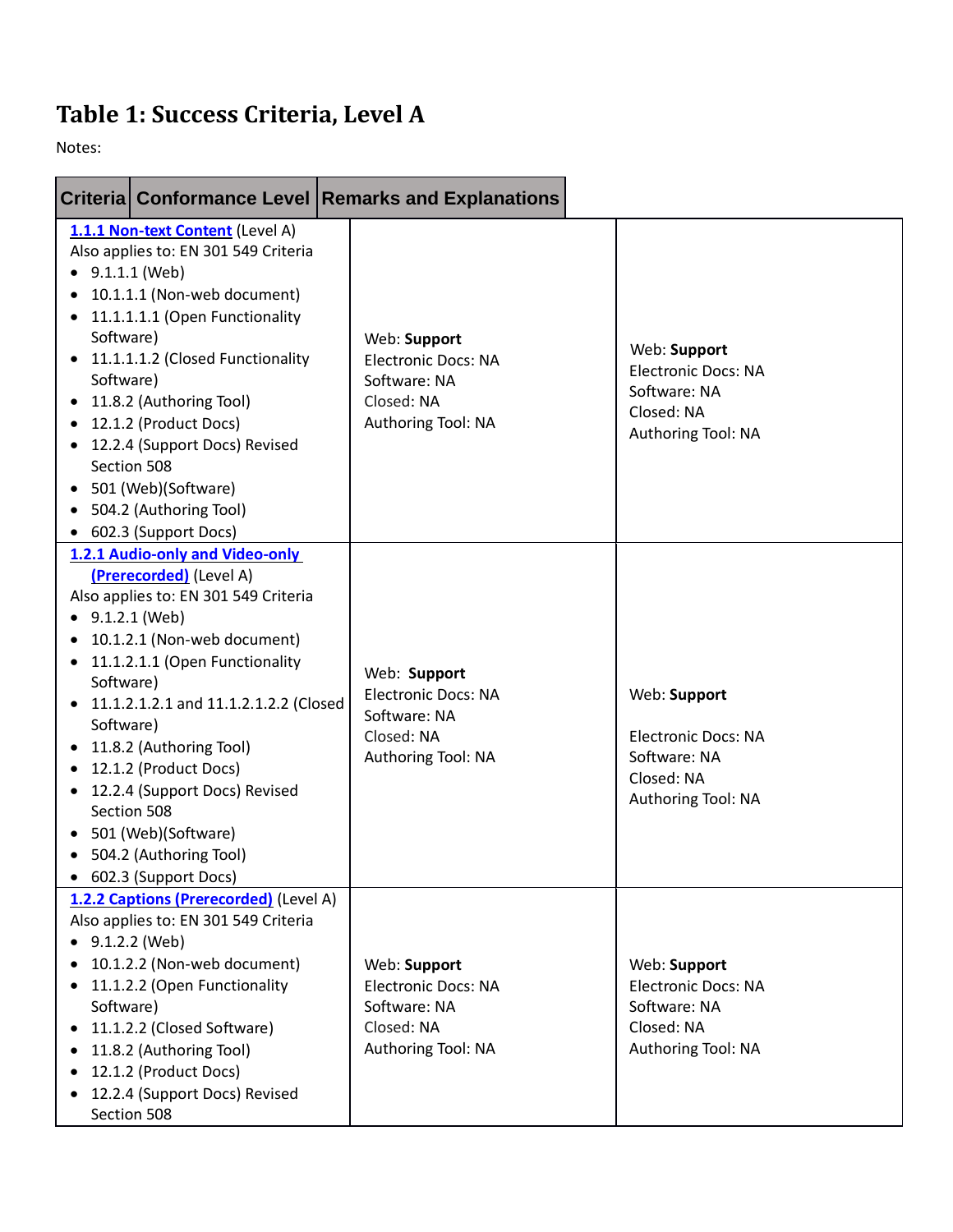# Table 1: Success Criteria, Level A

Notes:

| Criteria | Conformance Level | Remarks and Explanations |
|---|---|---|
| **1.1.1 Non-text Content** (Level A)<br>Also applies to: EN 301 549 Criteria<br>• 9.1.1.1 (Web)<br>• 10.1.1.1 (Non-web document)<br>• 11.1.1.1.1 (Open Functionality Software)<br>• 11.1.1.1.2 (Closed Functionality Software)<br>• 11.8.2 (Authoring Tool)<br>• 12.1.2 (Product Docs)<br>• 12.2.4 (Support Docs) Revised Section 508<br>• 501 (Web)(Software)<br>• 504.2 (Authoring Tool)<br>• 602.3 (Support Docs) | Web: **Support**<br>Electronic Docs: NA<br>Software: NA<br>Closed: NA<br>Authoring Tool: NA | Web: **Support**<br>Electronic Docs: NA<br>Software: NA<br>Closed: NA<br>Authoring Tool: NA |
| **1.2.1 Audio-only and Video-only (Prerecorded)** (Level A)<br>Also applies to: EN 301 549 Criteria<br>• 9.1.2.1 (Web)<br>• 10.1.2.1 (Non-web document)<br>• 11.1.2.1.1 (Open Functionality Software)<br>• 11.1.2.1.2.1 and 11.1.2.1.2.2 (Closed Software)<br>• 11.8.2 (Authoring Tool)<br>• 12.1.2 (Product Docs)<br>• 12.2.4 (Support Docs) Revised Section 508<br>• 501 (Web)(Software)<br>• 504.2 (Authoring Tool)<br>• 602.3 (Support Docs) | Web: **Support**<br>Electronic Docs: NA<br>Software: NA<br>Closed: NA<br>Authoring Tool: NA | Web: **Support**<br><br>Electronic Docs: NA<br>Software: NA<br>Closed: NA<br>Authoring Tool: NA |
| **1.2.2 Captions (Prerecorded)** (Level A)<br>Also applies to: EN 301 549 Criteria<br>• 9.1.2.2 (Web)<br>• 10.1.2.2 (Non-web document)<br>• 11.1.2.2 (Open Functionality Software)<br>• 11.1.2.2 (Closed Software)<br>• 11.8.2 (Authoring Tool)<br>• 12.1.2 (Product Docs)<br>• 12.2.4 (Support Docs) Revised Section 508 | Web: **Support**<br>Electronic Docs: NA<br>Software: NA<br>Closed: NA<br>Authoring Tool: NA | Web: **Support**<br>Electronic Docs: NA<br>Software: NA<br>Closed: NA<br>Authoring Tool: NA |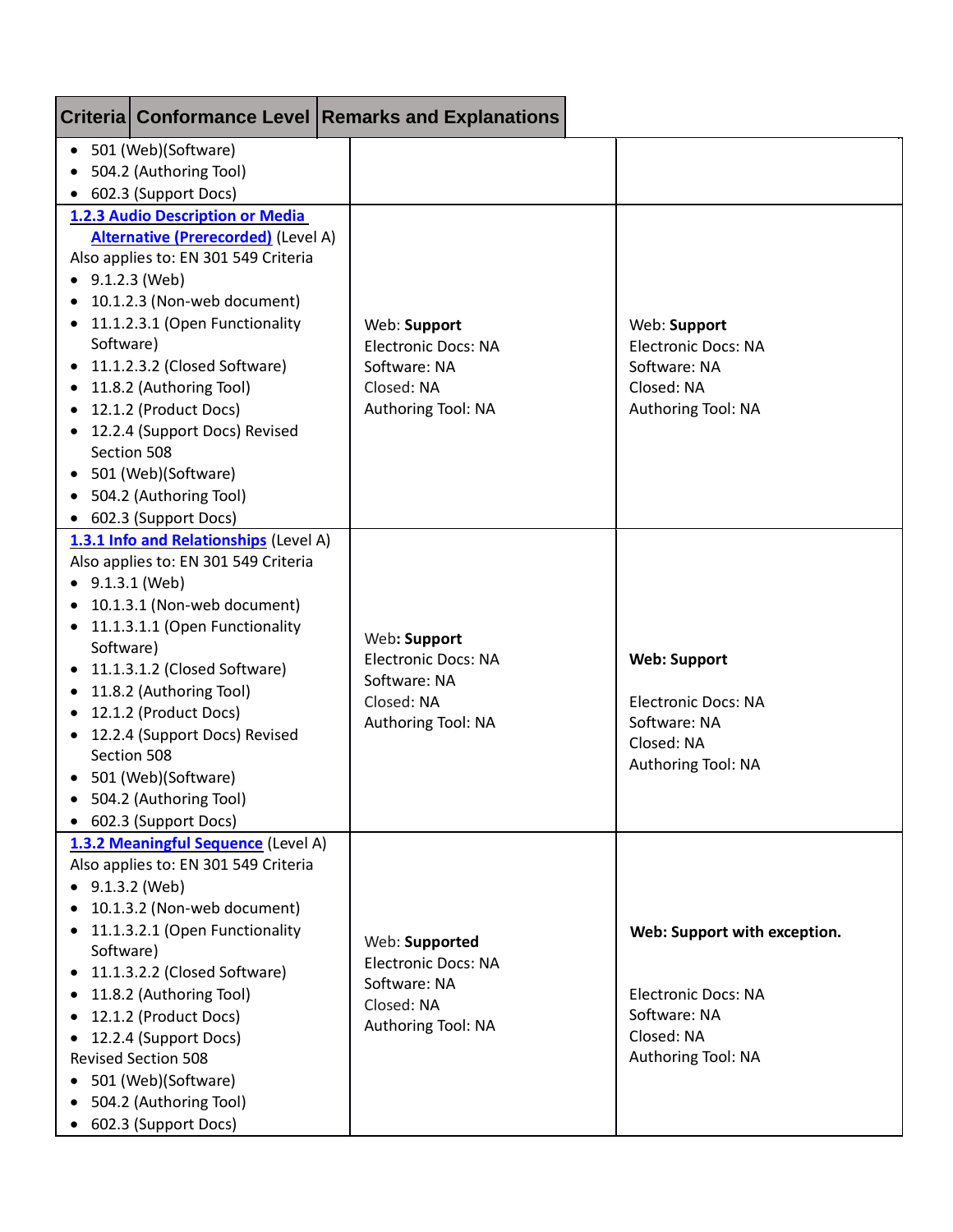| Criteria | Conformance Level | Remarks and Explanations |
| --- | --- | --- |
| • 501 (Web)(Software)<br>• 504.2 (Authoring Tool)<br>• 602.3 (Support Docs) | | |
| **1.2.3 Audio Description or Media Alternative (Prerecorded)** (Level A)<br>Also applies to: EN 301 549 Criteria<br>• 9.1.2.3 (Web)<br>• 10.1.2.3 (Non-web document)<br>• 11.1.2.3.1 (Open Functionality Software)<br>• 11.1.2.3.2 (Closed Software)<br>• 11.8.2 (Authoring Tool)<br>• 12.1.2 (Product Docs)<br>• 12.2.4 (Support Docs) Revised Section 508<br>• 501 (Web)(Software)<br>• 504.2 (Authoring Tool)<br>• 602.3 (Support Docs) | Web: **Support**<br>Electronic Docs: NA<br>Software: NA<br>Closed: NA<br>Authoring Tool: NA | Web: **Support**<br>Electronic Docs: NA<br>Software: NA<br>Closed: NA<br>Authoring Tool: NA |
| **1.3.1 Info and Relationships** (Level A)<br>Also applies to: EN 301 549 Criteria<br>• 9.1.3.1 (Web)<br>• 10.1.3.1 (Non-web document)<br>• 11.1.3.1.1 (Open Functionality Software)<br>• 11.1.3.1.2 (Closed Software)<br>• 11.8.2 (Authoring Tool)<br>• 12.1.2 (Product Docs)<br>• 12.2.4 (Support Docs) Revised Section 508<br>• 501 (Web)(Software)<br>• 504.2 (Authoring Tool)<br>• 602.3 (Support Docs) | Web**: Support**<br>Electronic Docs: NA<br>Software: NA<br>Closed: NA<br>Authoring Tool: NA | **Web: Support**<br><br>Electronic Docs: NA<br>Software: NA<br>Closed: NA<br>Authoring Tool: NA |
| **1.3.2 Meaningful Sequence** (Level A)<br>Also applies to: EN 301 549 Criteria<br>• 9.1.3.2 (Web)<br>• 10.1.3.2 (Non-web document)<br>• 11.1.3.2.1 (Open Functionality Software)<br>• 11.1.3.2.2 (Closed Software)<br>• 11.8.2 (Authoring Tool)<br>• 12.1.2 (Product Docs)<br>• 12.2.4 (Support Docs)<br>Revised Section 508<br>• 501 (Web)(Software)<br>• 504.2 (Authoring Tool)<br>• 602.3 (Support Docs) | Web: **Supported**<br>Electronic Docs: NA<br>Software: NA<br>Closed: NA<br>Authoring Tool: NA | **Web: Support with exception.**<br><br>Electronic Docs: NA<br>Software: NA<br>Closed: NA<br>Authoring Tool: NA |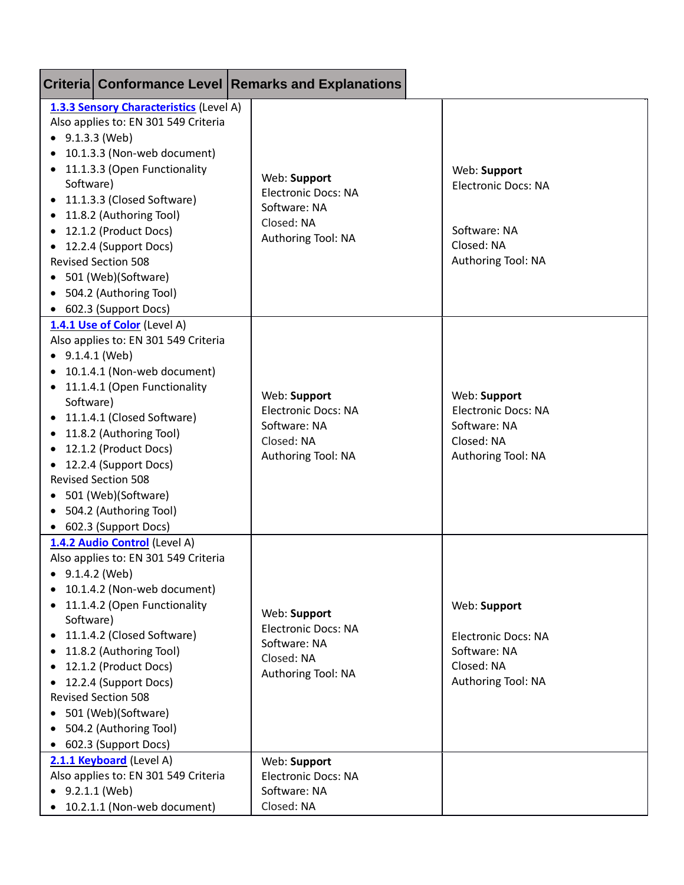| Criteria | Conformance Level | Remarks and Explanations |
| --- | --- | --- |
| **1.3.3 Sensory Characteristics** (Level A)<br>Also applies to: EN 301 549 Criteria<br>• 9.1.3.3 (Web)<br>• 10.1.3.3 (Non-web document)<br>• 11.1.3.3 (Open Functionality Software)<br>• 11.1.3.3 (Closed Software)<br>• 11.8.2 (Authoring Tool)<br>• 12.1.2 (Product Docs)<br>• 12.2.4 (Support Docs)<br>Revised Section 508<br>• 501 (Web)(Software)<br>• 504.2 (Authoring Tool)<br>• 602.3 (Support Docs) | Web: **Support**<br>Electronic Docs: NA<br>Software: NA<br>Closed: NA<br>Authoring Tool: NA | Web: **Support**<br>Electronic Docs: NA<br><br>Software: NA<br>Closed: NA<br>Authoring Tool: NA |
| **1.4.1 Use of Color** (Level A)<br>Also applies to: EN 301 549 Criteria<br>• 9.1.4.1 (Web)<br>• 10.1.4.1 (Non-web document)<br>• 11.1.4.1 (Open Functionality Software)<br>• 11.1.4.1 (Closed Software)<br>• 11.8.2 (Authoring Tool)<br>• 12.1.2 (Product Docs)<br>• 12.2.4 (Support Docs)<br>Revised Section 508<br>• 501 (Web)(Software)<br>• 504.2 (Authoring Tool)<br>• 602.3 (Support Docs) | Web: **Support**<br>Electronic Docs: NA<br>Software: NA<br>Closed: NA<br>Authoring Tool: NA | Web: **Support**<br>Electronic Docs: NA<br>Software: NA<br>Closed: NA<br>Authoring Tool: NA |
| **1.4.2 Audio Control** (Level A)<br>Also applies to: EN 301 549 Criteria<br>• 9.1.4.2 (Web)<br>• 10.1.4.2 (Non-web document)<br>• 11.1.4.2 (Open Functionality Software)<br>• 11.1.4.2 (Closed Software)<br>• 11.8.2 (Authoring Tool)<br>• 12.1.2 (Product Docs)<br>• 12.2.4 (Support Docs)<br>Revised Section 508<br>• 501 (Web)(Software)<br>• 504.2 (Authoring Tool)<br>• 602.3 (Support Docs) | Web: **Support**<br>Electronic Docs: NA<br>Software: NA<br>Closed: NA<br>Authoring Tool: NA | Web: **Support**<br><br>Electronic Docs: NA<br>Software: NA<br>Closed: NA<br>Authoring Tool: NA |
| **2.1.1 Keyboard** (Level A)<br>Also applies to: EN 301 549 Criteria<br>• 9.2.1.1 (Web)<br>• 10.2.1.1 (Non-web document) | Web: **Support**<br>Electronic Docs: NA<br>Software: NA<br>Closed: NA | |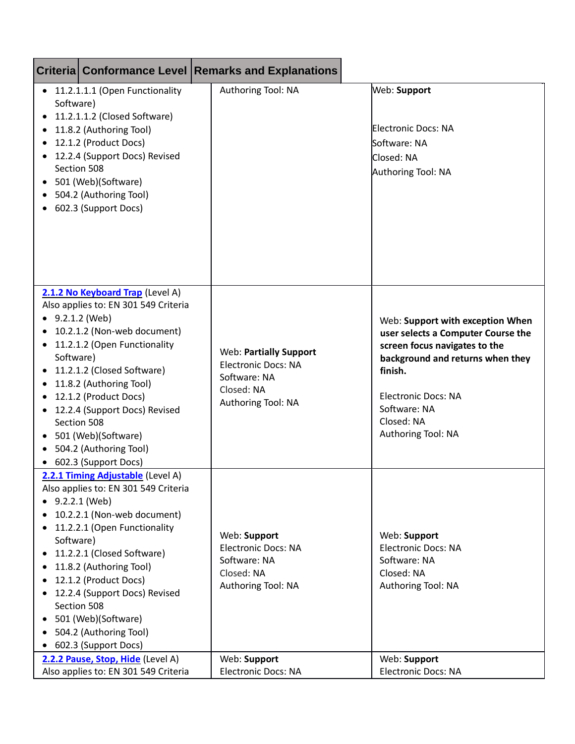| Criteria | Conformance Level | Remarks and Explanations |
|---|---|---|
| • 11.2.1.1.1 (Open Functionality Software)<br>• 11.2.1.1.2 (Closed Software)<br>• 11.8.2 (Authoring Tool)<br>• 12.1.2 (Product Docs)<br>• 12.2.4 (Support Docs) Revised Section 508<br>• 501 (Web)(Software)<br>• 504.2 (Authoring Tool)<br>• 602.3 (Support Docs) | Authoring Tool: NA | Web: **Support**<br><br>Electronic Docs: NA<br>Software: NA<br>Closed: NA<br>Authoring Tool: NA |
| [2.1.2 No Keyboard Trap](#) (Level A)<br>Also applies to: EN 301 549 Criteria<br>• 9.2.1.2 (Web)<br>• 10.2.1.2 (Non-web document)<br>• 11.2.1.2 (Open Functionality Software)<br>• 11.2.1.2 (Closed Software)<br>• 11.8.2 (Authoring Tool)<br>• 12.1.2 (Product Docs)<br>• 12.2.4 (Support Docs) Revised Section 508<br>• 501 (Web)(Software)<br>• 504.2 (Authoring Tool)<br>• 602.3 (Support Docs) | Web: **Partially Support**<br>Electronic Docs: NA<br>Software: NA<br>Closed: NA<br>Authoring Tool: NA | Web: **Support with exception When user selects a Computer Course the screen focus navigates to the background and returns when they finish.**<br><br>Electronic Docs: NA<br>Software: NA<br>Closed: NA<br>Authoring Tool: NA |
| [2.2.1 Timing Adjustable](#) (Level A)<br>Also applies to: EN 301 549 Criteria<br>• 9.2.2.1 (Web)<br>• 10.2.2.1 (Non-web document)<br>• 11.2.2.1 (Open Functionality Software)<br>• 11.2.2.1 (Closed Software)<br>• 11.8.2 (Authoring Tool)<br>• 12.1.2 (Product Docs)<br>• 12.2.4 (Support Docs) Revised Section 508<br>• 501 (Web)(Software)<br>• 504.2 (Authoring Tool)<br>• 602.3 (Support Docs) | Web: **Support**<br>Electronic Docs: NA<br>Software: NA<br>Closed: NA<br>Authoring Tool: NA | Web: **Support**<br>Electronic Docs: NA<br>Software: NA<br>Closed: NA<br>Authoring Tool: NA |
| [2.2.2 Pause, Stop, Hide](#) (Level A)<br>Also applies to: EN 301 549 Criteria | Web: **Support**<br>Electronic Docs: NA | Web: **Support**<br>Electronic Docs: NA |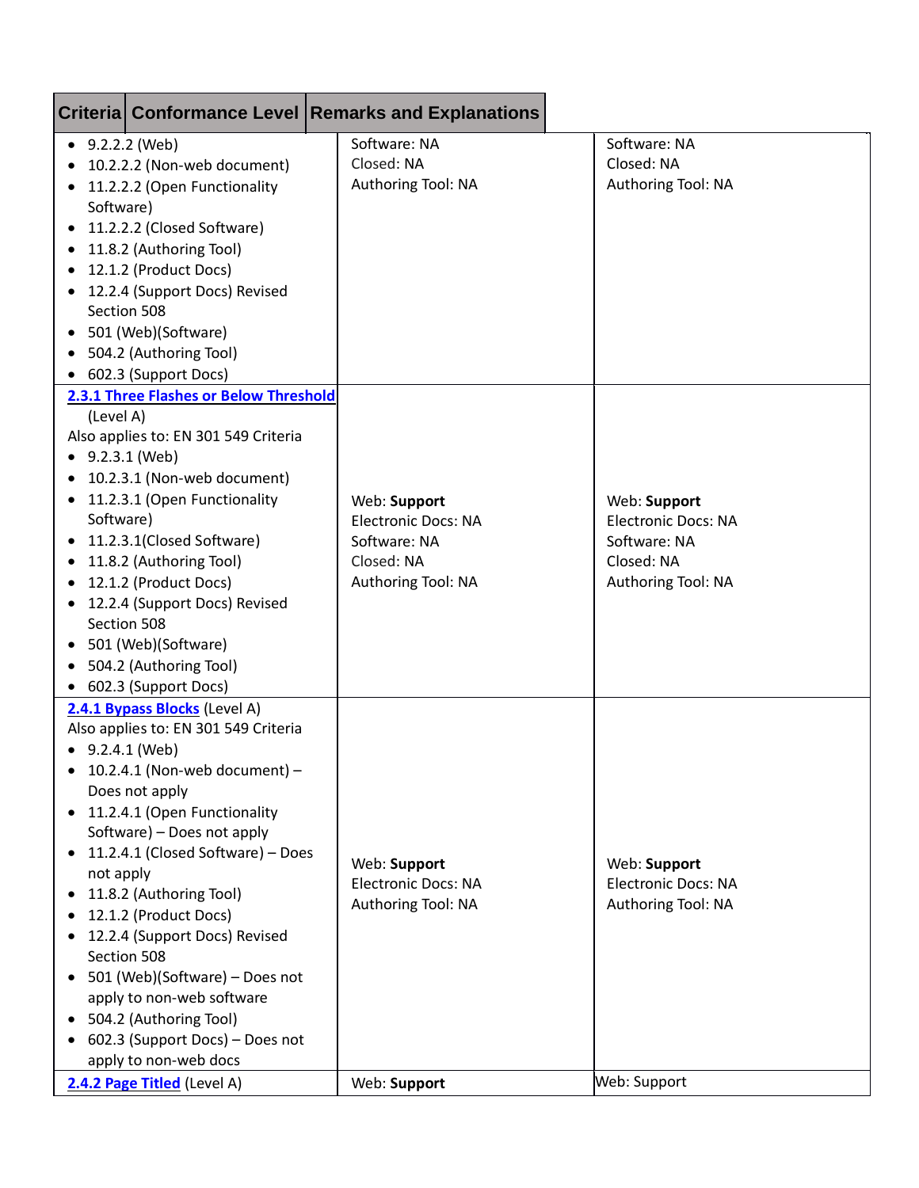| Criteria | Conformance Level | Remarks and Explanations |
|---|---|---|
| • 9.2.2.2 (Web)<br>• 10.2.2.2 (Non-web document)<br>• 11.2.2.2 (Open Functionality Software)<br>• 11.2.2.2 (Closed Software)<br>• 11.8.2 (Authoring Tool)<br>• 12.1.2 (Product Docs)<br>• 12.2.4 (Support Docs) Revised Section 508<br>• 501 (Web)(Software)<br>• 504.2 (Authoring Tool)<br>• 602.3 (Support Docs) | Software: NA<br>Closed: NA<br>Authoring Tool: NA | Software: NA<br>Closed: NA<br>Authoring Tool: NA |
| **2.3.1 Three Flashes or Below Threshold** (Level A)<br>Also applies to: EN 301 549 Criteria<br>• 9.2.3.1 (Web)<br>• 10.2.3.1 (Non-web document)<br>• 11.2.3.1 (Open Functionality Software)<br>• 11.2.3.1(Closed Software)<br>• 11.8.2 (Authoring Tool)<br>• 12.1.2 (Product Docs)<br>• 12.2.4 (Support Docs) Revised Section 508<br>• 501 (Web)(Software)<br>• 504.2 (Authoring Tool)<br>• 602.3 (Support Docs) | Web: **Support**<br>Electronic Docs: NA<br>Software: NA<br>Closed: NA<br>Authoring Tool: NA | Web: **Support**<br>Electronic Docs: NA<br>Software: NA<br>Closed: NA<br>Authoring Tool: NA |
| **2.4.1 Bypass Blocks** (Level A)<br>Also applies to: EN 301 549 Criteria<br>• 9.2.4.1 (Web)<br>• 10.2.4.1 (Non-web document) – Does not apply<br>• 11.2.4.1 (Open Functionality Software) – Does not apply<br>• 11.2.4.1 (Closed Software) – Does not apply<br>• 11.8.2 (Authoring Tool)<br>• 12.1.2 (Product Docs)<br>• 12.2.4 (Support Docs) Revised Section 508<br>• 501 (Web)(Software) – Does not apply to non-web software<br>• 504.2 (Authoring Tool)<br>• 602.3 (Support Docs) – Does not apply to non-web docs | Web: **Support**<br>Electronic Docs: NA<br>Authoring Tool: NA | Web: **Support**<br>Electronic Docs: NA<br>Authoring Tool: NA |
| **2.4.2 Page Titled** (Level A) | Web: **Support** | Web: Support |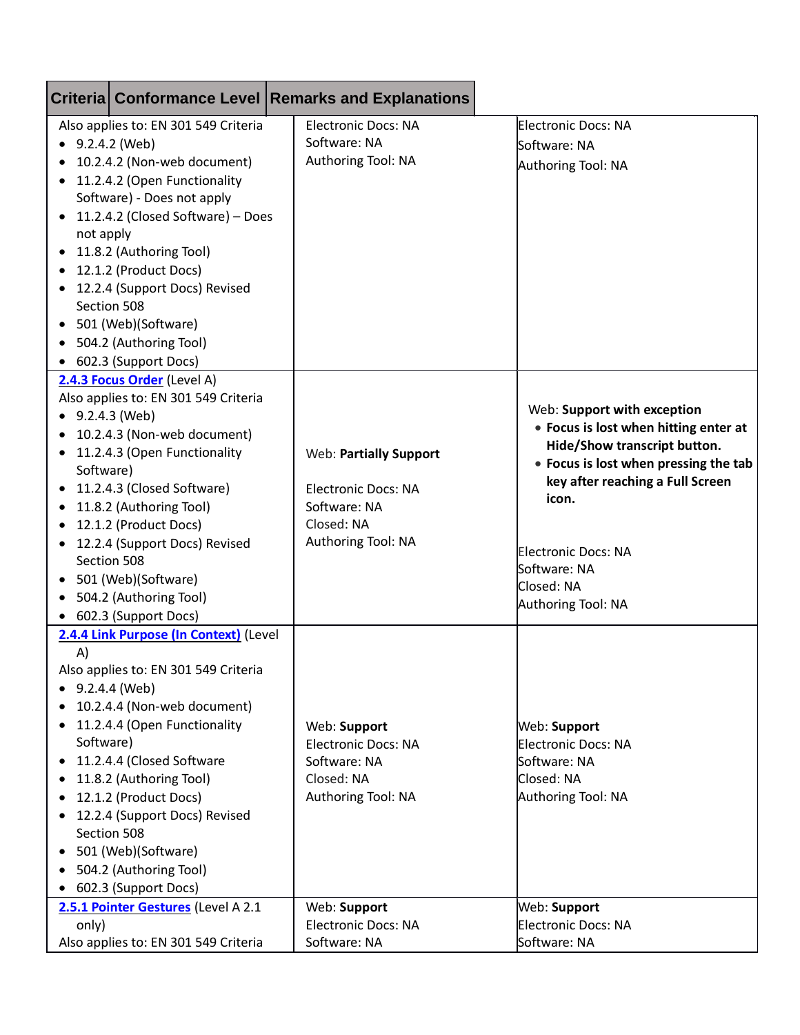| Criteria | Conformance Level | Remarks and Explanations |
| --- | --- | --- |
| Also applies to: EN 301 549 Criteria<br>• 9.2.4.2 (Web)<br>• 10.2.4.2 (Non-web document)<br>• 11.2.4.2 (Open Functionality Software) - Does not apply<br>• 11.2.4.2 (Closed Software) – Does not apply<br>• 11.8.2 (Authoring Tool)<br>• 12.1.2 (Product Docs)<br>• 12.2.4 (Support Docs) Revised Section 508<br>• 501 (Web)(Software)<br>• 504.2 (Authoring Tool)<br>• 602.3 (Support Docs) | Electronic Docs: NA<br>Software: NA<br>Authoring Tool: NA | Electronic Docs: NA<br>Software: NA<br>Authoring Tool: NA |
| [2.4.3 Focus Order]() (Level A)<br>Also applies to: EN 301 549 Criteria<br>• 9.2.4.3 (Web)<br>• 10.2.4.3 (Non-web document)<br>• 11.2.4.3 (Open Functionality Software)<br>• 11.2.4.3 (Closed Software)<br>• 11.8.2 (Authoring Tool)<br>• 12.1.2 (Product Docs)<br>• 12.2.4 (Support Docs) Revised Section 508<br>• 501 (Web)(Software)<br>• 504.2 (Authoring Tool)<br>• 602.3 (Support Docs) | Web: **Partially Support**<br><br>Electronic Docs: NA<br>Software: NA<br>Closed: NA<br>Authoring Tool: NA | Web: **Support with exception**<br>• **Focus is lost when hitting enter at Hide/Show transcript button.**<br>• **Focus is lost when pressing the tab key after reaching a Full Screen icon.**<br><br>Electronic Docs: NA<br>Software: NA<br>Closed: NA<br>Authoring Tool: NA |
| [2.4.4 Link Purpose (In Context)]() (Level A)<br>Also applies to: EN 301 549 Criteria<br>• 9.2.4.4 (Web)<br>• 10.2.4.4 (Non-web document)<br>• 11.2.4.4 (Open Functionality Software)<br>• 11.2.4.4 (Closed Software<br>• 11.8.2 (Authoring Tool)<br>• 12.1.2 (Product Docs)<br>• 12.2.4 (Support Docs) Revised Section 508<br>• 501 (Web)(Software)<br>• 504.2 (Authoring Tool)<br>• 602.3 (Support Docs) | Web: **Support**<br>Electronic Docs: NA<br>Software: NA<br>Closed: NA<br>Authoring Tool: NA | Web: **Support**<br>Electronic Docs: NA<br>Software: NA<br>Closed: NA<br>Authoring Tool: NA |
| [2.5.1 Pointer Gestures]() (Level A 2.1 only)<br>Also applies to: EN 301 549 Criteria | Web: **Support**<br>Electronic Docs: NA<br>Software: NA | Web: **Support**<br>Electronic Docs: NA<br>Software: NA |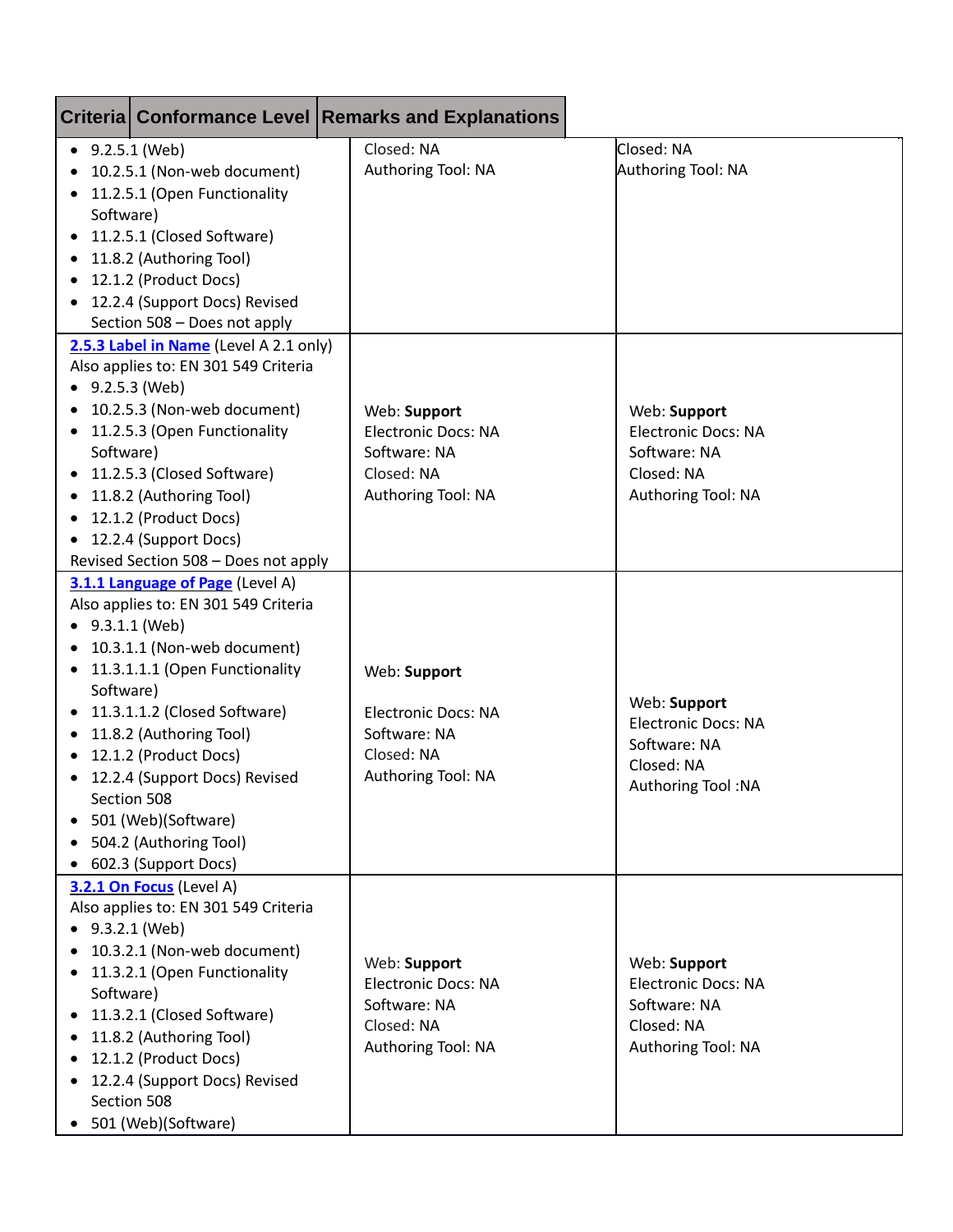| Criteria | Conformance Level | Remarks and Explanations |
|---|---|---|
| • 9.2.5.1 (Web)<br>• 10.2.5.1 (Non-web document)<br>• 11.2.5.1 (Open Functionality Software)<br>• 11.2.5.1 (Closed Software)<br>• 11.8.2 (Authoring Tool)<br>• 12.1.2 (Product Docs)<br>• 12.2.4 (Support Docs) Revised Section 508 – Does not apply | Closed: NA<br>Authoring Tool: NA | Closed: NA<br>Authoring Tool: NA |
| [2.5.3 Label in Name]() (Level A 2.1 only)<br>Also applies to: EN 301 549 Criteria<br>• 9.2.5.3 (Web)<br>• 10.2.5.3 (Non-web document)<br>• 11.2.5.3 (Open Functionality Software)<br>• 11.2.5.3 (Closed Software)<br>• 11.8.2 (Authoring Tool)<br>• 12.1.2 (Product Docs)<br>• 12.2.4 (Support Docs)<br>Revised Section 508 – Does not apply | Web: **Support**<br>Electronic Docs: NA<br>Software: NA<br>Closed: NA<br>Authoring Tool: NA | Web: **Support**<br>Electronic Docs: NA<br>Software: NA<br>Closed: NA<br>Authoring Tool: NA |
| [3.1.1 Language of Page]() (Level A)<br>Also applies to: EN 301 549 Criteria<br>• 9.3.1.1 (Web)<br>• 10.3.1.1 (Non-web document)<br>• 11.3.1.1.1 (Open Functionality Software)<br>• 11.3.1.1.2 (Closed Software)<br>• 11.8.2 (Authoring Tool)<br>• 12.1.2 (Product Docs)<br>• 12.2.4 (Support Docs) Revised Section 508<br>• 501 (Web)(Software)<br>• 504.2 (Authoring Tool)<br>• 602.3 (Support Docs) | Web: **Support**<br><br>Electronic Docs: NA<br>Software: NA<br>Closed: NA<br>Authoring Tool: NA | Web: **Support**<br>Electronic Docs: NA<br>Software: NA<br>Closed: NA<br>Authoring Tool :NA |
| [3.2.1 On Focus]() (Level A)<br>Also applies to: EN 301 549 Criteria<br>• 9.3.2.1 (Web)<br>• 10.3.2.1 (Non-web document)<br>• 11.3.2.1 (Open Functionality Software)<br>• 11.3.2.1 (Closed Software)<br>• 11.8.2 (Authoring Tool)<br>• 12.1.2 (Product Docs)<br>• 12.2.4 (Support Docs) Revised Section 508<br>• 501 (Web)(Software) | Web: **Support**<br>Electronic Docs: NA<br>Software: NA<br>Closed: NA<br>Authoring Tool: NA | Web: **Support**<br>Electronic Docs: NA<br>Software: NA<br>Closed: NA<br>Authoring Tool: NA |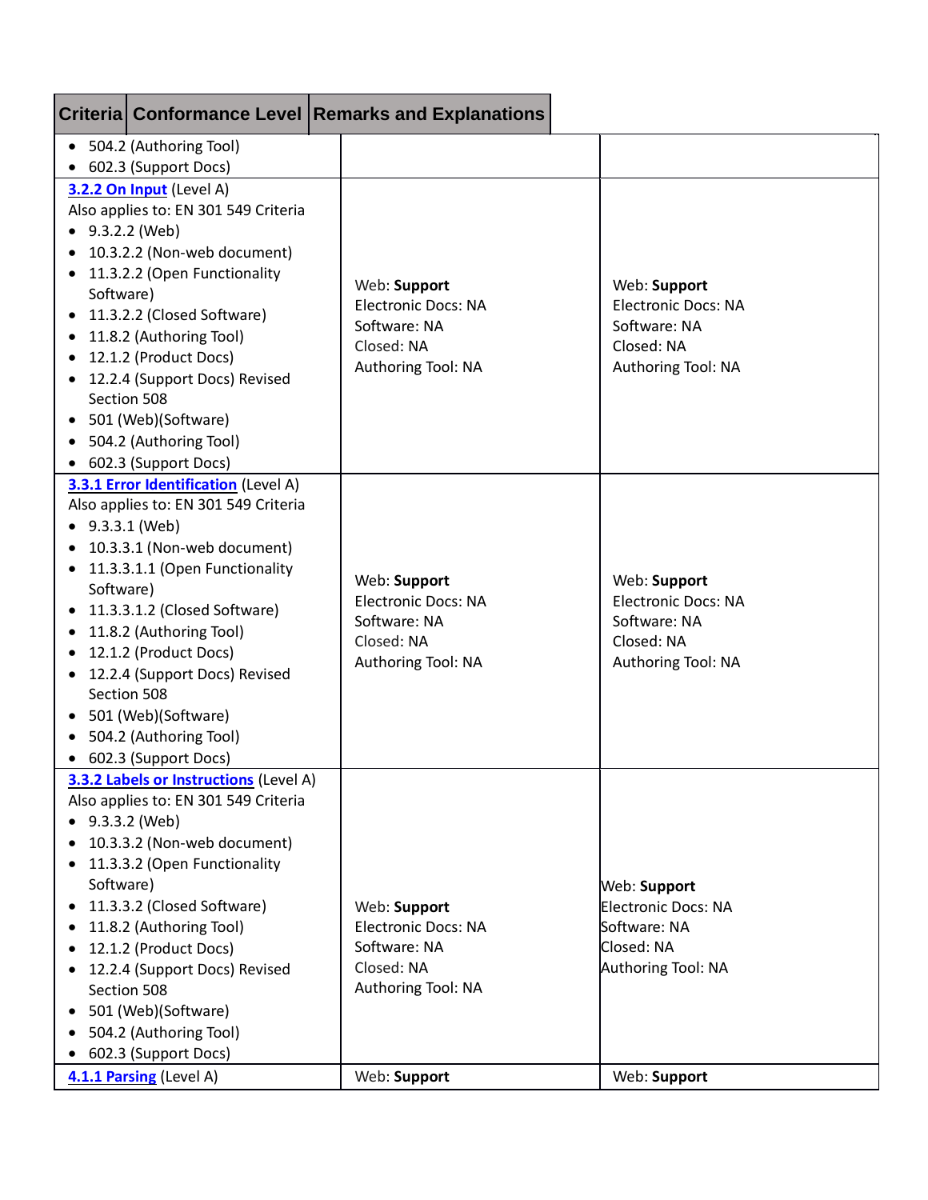| Criteria | Conformance Level | Remarks and Explanations |
| --- | --- | --- |
| • 504.2 (Authoring Tool)<br>• 602.3 (Support Docs) | | |
| **3.2.2 On Input** (Level A)<br>Also applies to: EN 301 549 Criteria<br>• 9.3.2.2 (Web)<br>• 10.3.2.2 (Non-web document)<br>• 11.3.2.2 (Open Functionality Software)<br>• 11.3.2.2 (Closed Software)<br>• 11.8.2 (Authoring Tool)<br>• 12.1.2 (Product Docs)<br>• 12.2.4 (Support Docs) Revised Section 508<br>• 501 (Web)(Software)<br>• 504.2 (Authoring Tool)<br>• 602.3 (Support Docs) | Web: **Support**<br>Electronic Docs: NA<br>Software: NA<br>Closed: NA<br>Authoring Tool: NA | Web: **Support**<br>Electronic Docs: NA<br>Software: NA<br>Closed: NA<br>Authoring Tool: NA |
| **3.3.1 Error Identification** (Level A)<br>Also applies to: EN 301 549 Criteria<br>• 9.3.3.1 (Web)<br>• 10.3.3.1 (Non-web document)<br>• 11.3.3.1.1 (Open Functionality Software)<br>• 11.3.3.1.2 (Closed Software)<br>• 11.8.2 (Authoring Tool)<br>• 12.1.2 (Product Docs)<br>• 12.2.4 (Support Docs) Revised Section 508<br>• 501 (Web)(Software)<br>• 504.2 (Authoring Tool)<br>• 602.3 (Support Docs) | Web: **Support**<br>Electronic Docs: NA<br>Software: NA<br>Closed: NA<br>Authoring Tool: NA | Web: **Support**<br>Electronic Docs: NA<br>Software: NA<br>Closed: NA<br>Authoring Tool: NA |
| **3.3.2 Labels or Instructions** (Level A)<br>Also applies to: EN 301 549 Criteria<br>• 9.3.3.2 (Web)<br>• 10.3.3.2 (Non-web document)<br>• 11.3.3.2 (Open Functionality Software)<br>• 11.3.3.2 (Closed Software)<br>• 11.8.2 (Authoring Tool)<br>• 12.1.2 (Product Docs)<br>• 12.2.4 (Support Docs) Revised Section 508<br>• 501 (Web)(Software)<br>• 504.2 (Authoring Tool)<br>• 602.3 (Support Docs) | Web: **Support**<br>Electronic Docs: NA<br>Software: NA<br>Closed: NA<br>Authoring Tool: NA | Web: **Support**<br>Electronic Docs: NA<br>Software: NA<br>Closed: NA<br>Authoring Tool: NA |
| **4.1.1 Parsing** (Level A) | Web: **Support** | Web: **Support** |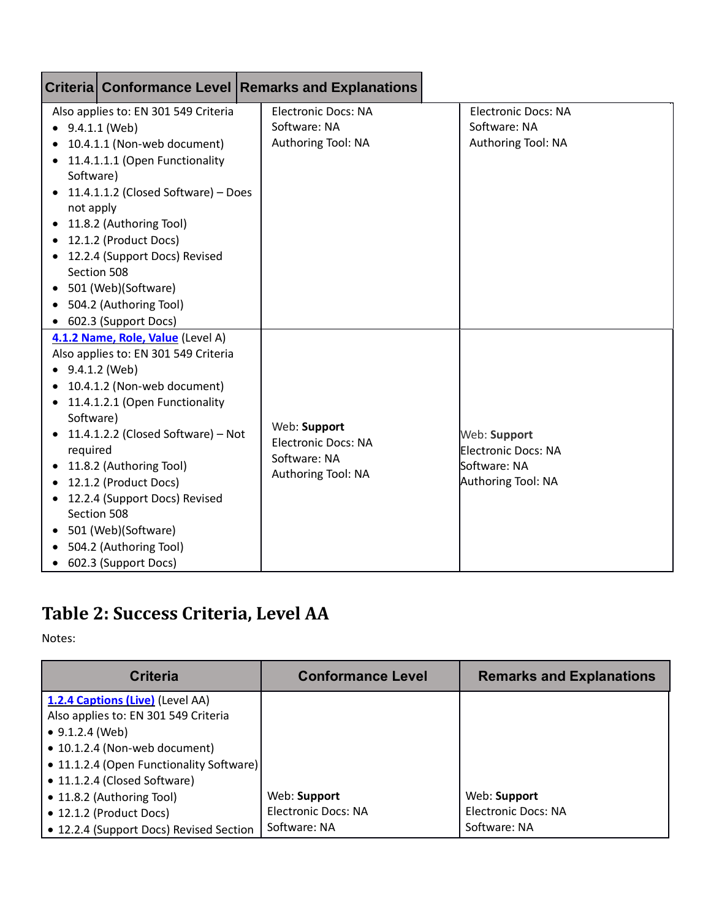| Criteria | Conformance Level | Remarks and Explanations |
|---|---|---|
| Also applies to: EN 301 549 Criteria<br>• 9.4.1.1 (Web)<br>• 10.4.1.1 (Non-web document)<br>• 11.4.1.1.1 (Open Functionality Software)<br>• 11.4.1.1.2 (Closed Software) – Does not apply<br>• 11.8.2 (Authoring Tool)<br>• 12.1.2 (Product Docs)<br>• 12.2.4 (Support Docs) Revised Section 508<br>• 501 (Web)(Software)<br>• 504.2 (Authoring Tool)<br>• 602.3 (Support Docs) | Electronic Docs: NA<br>Software: NA<br>Authoring Tool: NA | Electronic Docs: NA<br>Software: NA<br>Authoring Tool: NA |
| [4.1.2 Name, Role, Value]() (Level A)<br>Also applies to: EN 301 549 Criteria<br>• 9.4.1.2 (Web)<br>• 10.4.1.2 (Non-web document)<br>• 11.4.1.2.1 (Open Functionality Software)<br>• 11.4.1.2.2 (Closed Software) – Not required<br>• 11.8.2 (Authoring Tool)<br>• 12.1.2 (Product Docs)<br>• 12.2.4 (Support Docs) Revised Section 508<br>• 501 (Web)(Software)<br>• 504.2 (Authoring Tool)<br>• 602.3 (Support Docs) | Web: **Support**<br>Electronic Docs: NA<br>Software: NA<br>Authoring Tool: NA | Web: **Support**<br>Electronic Docs: NA<br>Software: NA<br>Authoring Tool: NA |

## Table 2: Success Criteria, Level AA

Notes:

| Criteria | Conformance Level | Remarks and Explanations |
|---|---|---|
| [1.2.4 Captions (Live)]() (Level AA)<br>Also applies to: EN 301 549 Criteria<br>• 9.1.2.4 (Web)<br>• 10.1.2.4 (Non-web document)<br>• 11.1.2.4 (Open Functionality Software)<br>• 11.1.2.4 (Closed Software)<br>• 11.8.2 (Authoring Tool)<br>• 12.1.2 (Product Docs)<br>• 12.2.4 (Support Docs) Revised Section | Web: **Support**<br>Electronic Docs: NA<br>Software: NA | Web: **Support**<br>Electronic Docs: NA<br>Software: NA |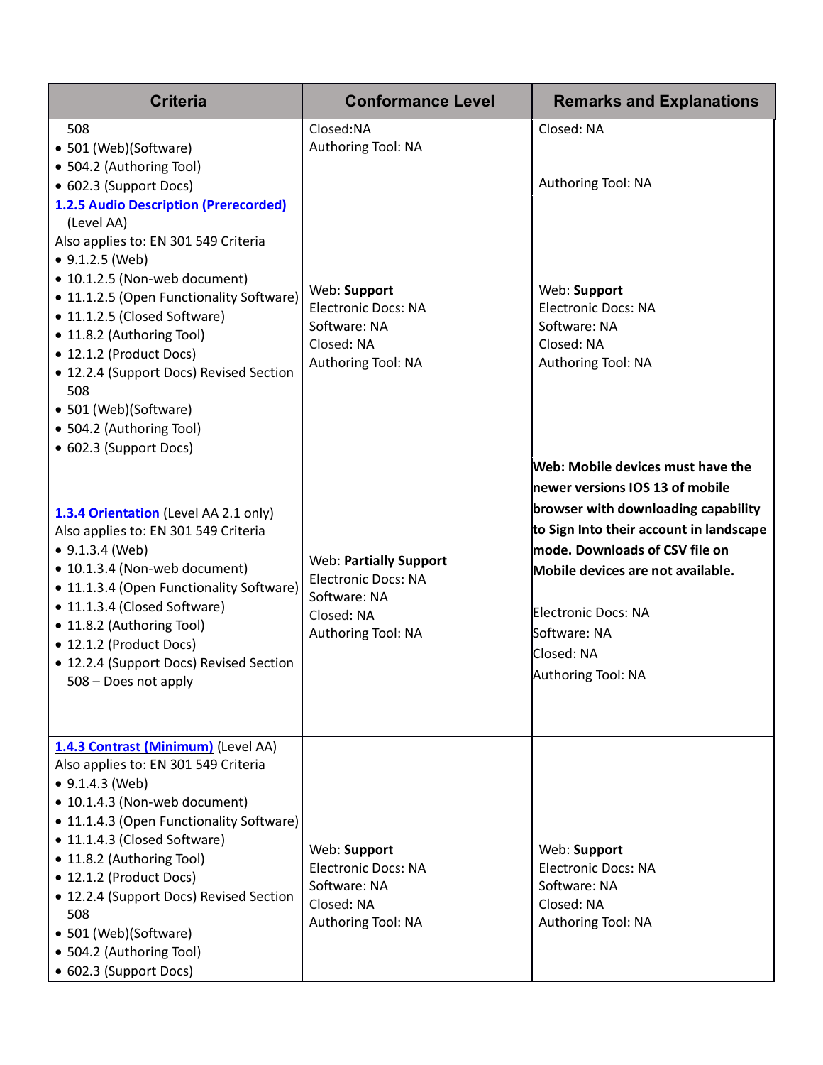| Criteria | Conformance Level | Remarks and Explanations |
|---|---|---|
| 508<br>• 501 (Web)(Software)<br>• 504.2 (Authoring Tool)<br>• 602.3 (Support Docs) | Closed:NA<br>Authoring Tool: NA | Closed: NA<br><br>Authoring Tool: NA |
| [1.2.5 Audio Description (Prerecorded)](#) (Level AA)<br>Also applies to: EN 301 549 Criteria<br>• 9.1.2.5 (Web)<br>• 10.1.2.5 (Non-web document)<br>• 11.1.2.5 (Open Functionality Software)<br>• 11.1.2.5 (Closed Software)<br>• 11.8.2 (Authoring Tool)<br>• 12.1.2 (Product Docs)<br>• 12.2.4 (Support Docs) Revised Section 508<br>• 501 (Web)(Software)<br>• 504.2 (Authoring Tool)<br>• 602.3 (Support Docs) | Web: **Support**<br>Electronic Docs: NA<br>Software: NA<br>Closed: NA<br>Authoring Tool: NA | Web: **Support**<br>Electronic Docs: NA<br>Software: NA<br>Closed: NA<br>Authoring Tool: NA |
| [1.3.4 Orientation](#) (Level AA 2.1 only)<br>Also applies to: EN 301 549 Criteria<br>• 9.1.3.4 (Web)<br>• 10.1.3.4 (Non-web document)<br>• 11.1.3.4 (Open Functionality Software)<br>• 11.1.3.4 (Closed Software)<br>• 11.8.2 (Authoring Tool)<br>• 12.1.2 (Product Docs)<br>• 12.2.4 (Support Docs) Revised Section 508 – Does not apply | Web: **Partially Support**<br>Electronic Docs: NA<br>Software: NA<br>Closed: NA<br>Authoring Tool: NA | **Web: Mobile devices must have the newer versions IOS 13 of mobile browser with downloading capability to Sign Into their account in landscape mode. Downloads of CSV file on Mobile devices are not available.**<br><br>Electronic Docs: NA<br>Software: NA<br>Closed: NA<br>Authoring Tool: NA |
| [1.4.3 Contrast (Minimum)](#) (Level AA)<br>Also applies to: EN 301 549 Criteria<br>• 9.1.4.3 (Web)<br>• 10.1.4.3 (Non-web document)<br>• 11.1.4.3 (Open Functionality Software)<br>• 11.1.4.3 (Closed Software)<br>• 11.8.2 (Authoring Tool)<br>• 12.1.2 (Product Docs)<br>• 12.2.4 (Support Docs) Revised Section 508<br>• 501 (Web)(Software)<br>• 504.2 (Authoring Tool)<br>• 602.3 (Support Docs) | Web: **Support**<br>Electronic Docs: NA<br>Software: NA<br>Closed: NA<br>Authoring Tool: NA | Web: **Support**<br>Electronic Docs: NA<br>Software: NA<br>Closed: NA<br>Authoring Tool: NA |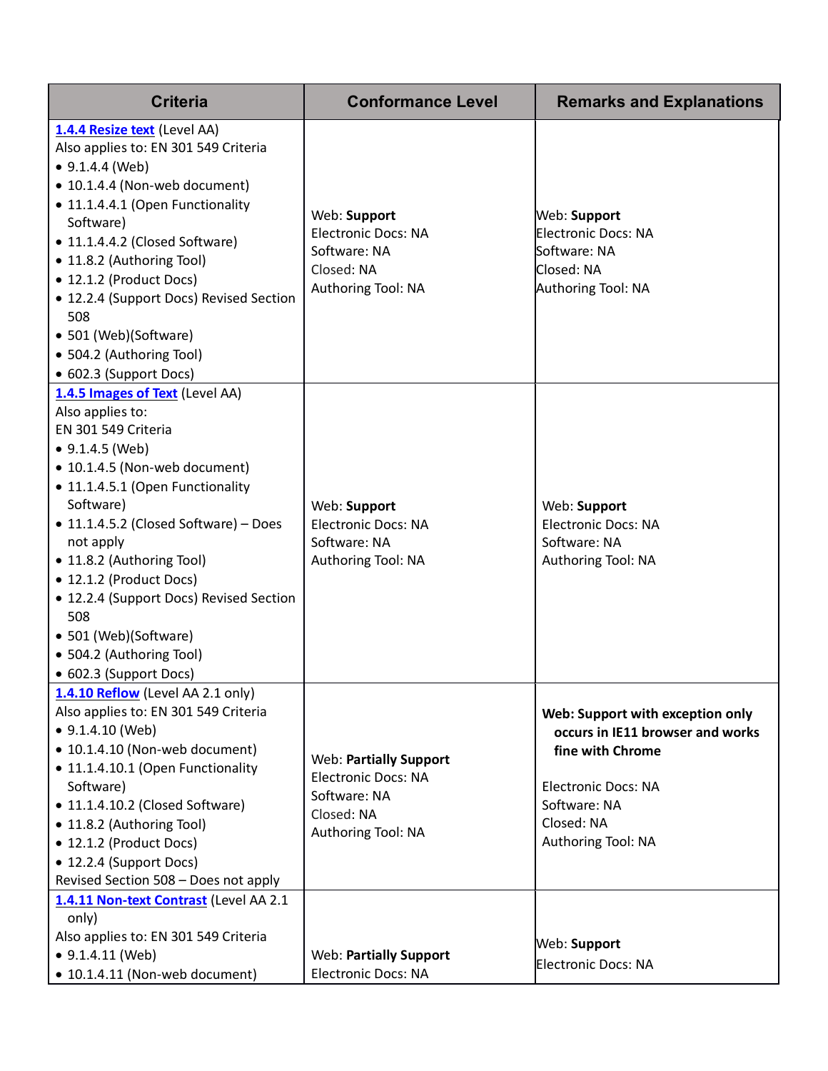| Criteria | Conformance Level | Remarks and Explanations |
| --- | --- | --- |
| **1.4.4 Resize text** (Level AA)<br>Also applies to: EN 301 549 Criteria<br>• 9.1.4.4 (Web)<br>• 10.1.4.4 (Non-web document)<br>• 11.1.4.4.1 (Open Functionality Software)<br>• 11.1.4.4.2 (Closed Software)<br>• 11.8.2 (Authoring Tool)<br>• 12.1.2 (Product Docs)<br>• 12.2.4 (Support Docs) Revised Section 508<br>• 501 (Web)(Software)<br>• 504.2 (Authoring Tool)<br>• 602.3 (Support Docs) | Web: **Support**<br>Electronic Docs: NA<br>Software: NA<br>Closed: NA<br>Authoring Tool: NA | Web: **Support**<br>Electronic Docs: NA<br>Software: NA<br>Closed: NA<br>Authoring Tool: NA |
| **1.4.5 Images of Text** (Level AA)<br>Also applies to:<br>EN 301 549 Criteria<br>• 9.1.4.5 (Web)<br>• 10.1.4.5 (Non-web document)<br>• 11.1.4.5.1 (Open Functionality Software)<br>• 11.1.4.5.2 (Closed Software) – Does not apply<br>• 11.8.2 (Authoring Tool)<br>• 12.1.2 (Product Docs)<br>• 12.2.4 (Support Docs) Revised Section 508<br>• 501 (Web)(Software)<br>• 504.2 (Authoring Tool)<br>• 602.3 (Support Docs) | Web: **Support**<br>Electronic Docs: NA<br>Software: NA<br>Authoring Tool: NA | Web: **Support**<br>Electronic Docs: NA<br>Software: NA<br>Authoring Tool: NA |
| **1.4.10 Reflow** (Level AA 2.1 only)<br>Also applies to: EN 301 549 Criteria<br>• 9.1.4.10 (Web)<br>• 10.1.4.10 (Non-web document)<br>• 11.1.4.10.1 (Open Functionality Software)<br>• 11.1.4.10.2 (Closed Software)<br>• 11.8.2 (Authoring Tool)<br>• 12.1.2 (Product Docs)<br>• 12.2.4 (Support Docs)<br>Revised Section 508 – Does not apply | Web: **Partially Support**<br>Electronic Docs: NA<br>Software: NA<br>Closed: NA<br>Authoring Tool: NA | **Web: Support with exception only occurs in IE11 browser and works fine with Chrome**<br><br>Electronic Docs: NA<br>Software: NA<br>Closed: NA<br>Authoring Tool: NA |
| **1.4.11 Non-text Contrast** (Level AA 2.1 only)<br>Also applies to: EN 301 549 Criteria<br>• 9.1.4.11 (Web)<br>• 10.1.4.11 (Non-web document) | Web: **Partially Support**<br>Electronic Docs: NA | Web: **Support**<br>Electronic Docs: NA |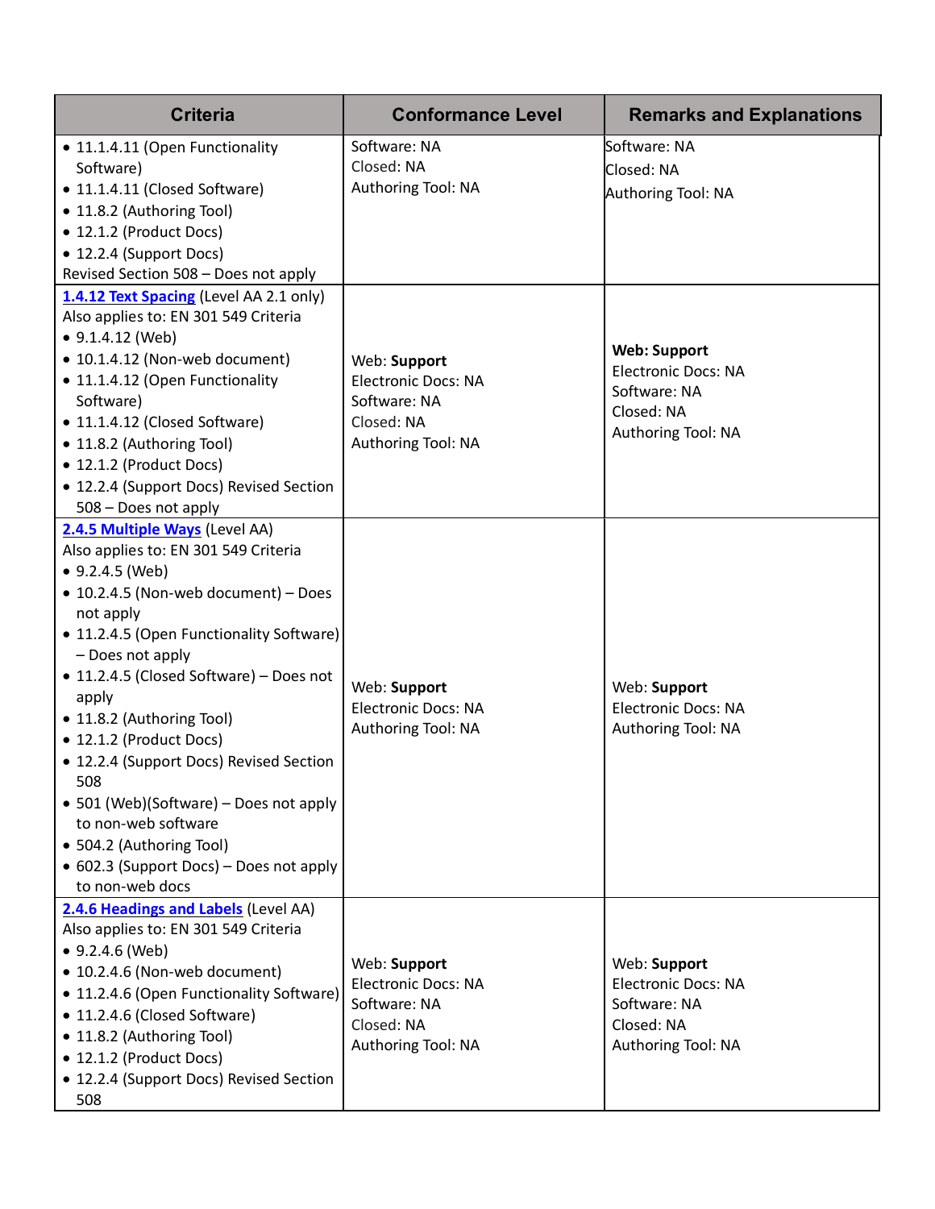| Criteria | Conformance Level | Remarks and Explanations |
|---|---|---|
| • 11.1.4.11 (Open Functionality Software)<br>• 11.1.4.11 (Closed Software)<br>• 11.8.2 (Authoring Tool)<br>• 12.1.2 (Product Docs)<br>• 12.2.4 (Support Docs)<br>Revised Section 508 – Does not apply | Software: NA<br>Closed: NA<br>Authoring Tool: NA | Software: NA<br>Closed: NA<br>Authoring Tool: NA |
| [1.4.12 Text Spacing](#) (Level AA 2.1 only)<br>Also applies to: EN 301 549 Criteria<br>• 9.1.4.12 (Web)<br>• 10.1.4.12 (Non-web document)<br>• 11.1.4.12 (Open Functionality Software)<br>• 11.1.4.12 (Closed Software)<br>• 11.8.2 (Authoring Tool)<br>• 12.1.2 (Product Docs)<br>• 12.2.4 (Support Docs) Revised Section 508 – Does not apply | Web: **Support**<br>Electronic Docs: NA<br>Software: NA<br>Closed: NA<br>Authoring Tool: NA | **Web: Support**<br>Electronic Docs: NA<br>Software: NA<br>Closed: NA<br>Authoring Tool: NA |
| [2.4.5 Multiple Ways](#) (Level AA)<br>Also applies to: EN 301 549 Criteria<br>• 9.2.4.5 (Web)<br>• 10.2.4.5 (Non-web document) – Does not apply<br>• 11.2.4.5 (Open Functionality Software) – Does not apply<br>• 11.2.4.5 (Closed Software) – Does not apply<br>• 11.8.2 (Authoring Tool)<br>• 12.1.2 (Product Docs)<br>• 12.2.4 (Support Docs) Revised Section 508<br>• 501 (Web)(Software) – Does not apply to non-web software<br>• 504.2 (Authoring Tool)<br>• 602.3 (Support Docs) – Does not apply to non-web docs | Web: **Support**<br>Electronic Docs: NA<br>Authoring Tool: NA | Web: **Support**<br>Electronic Docs: NA<br>Authoring Tool: NA |
| [2.4.6 Headings and Labels](#) (Level AA)<br>Also applies to: EN 301 549 Criteria<br>• 9.2.4.6 (Web)<br>• 10.2.4.6 (Non-web document)<br>• 11.2.4.6 (Open Functionality Software)<br>• 11.2.4.6 (Closed Software)<br>• 11.8.2 (Authoring Tool)<br>• 12.1.2 (Product Docs)<br>• 12.2.4 (Support Docs) Revised Section 508 | Web: **Support**<br>Electronic Docs: NA<br>Software: NA<br>Closed: NA<br>Authoring Tool: NA | Web: **Support**<br>Electronic Docs: NA<br>Software: NA<br>Closed: NA<br>Authoring Tool: NA |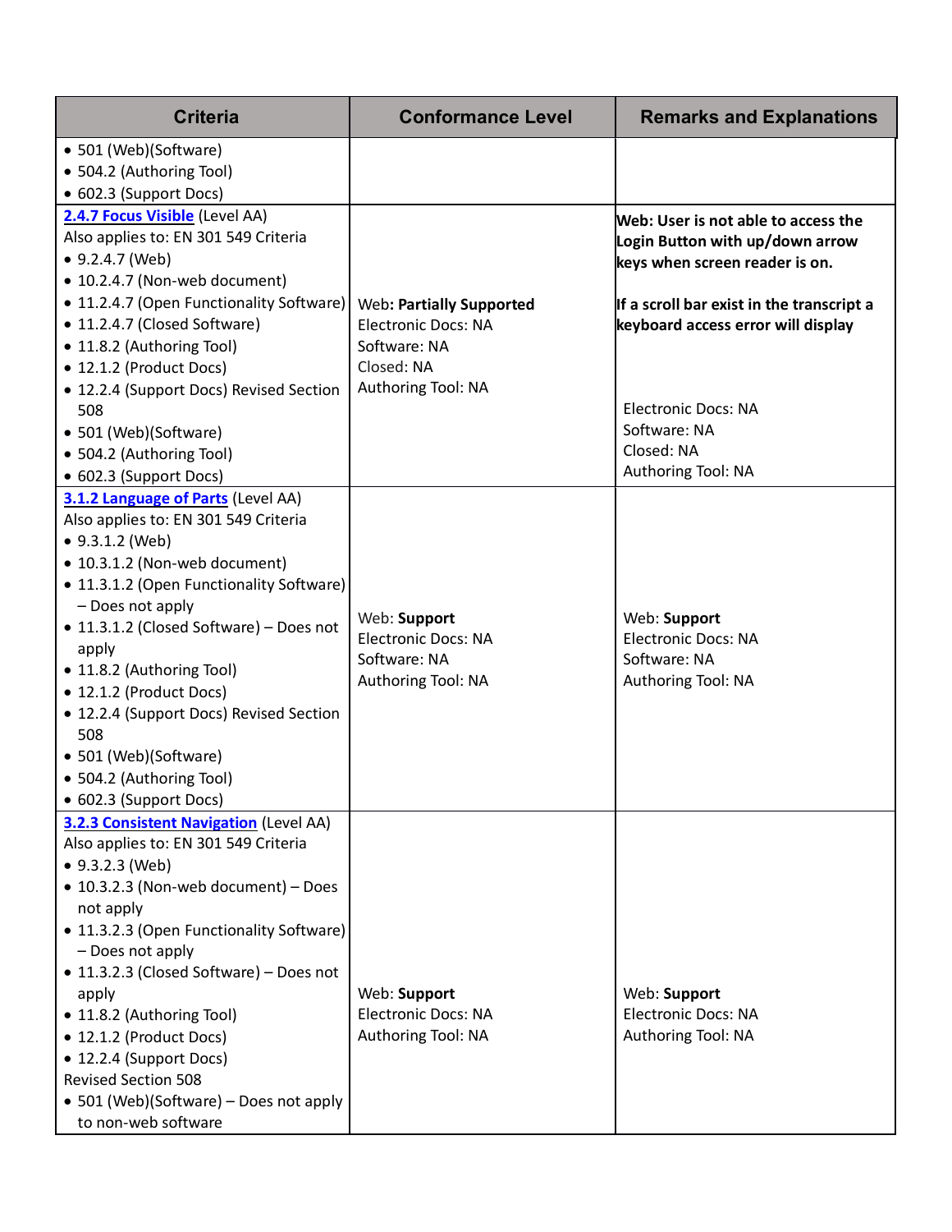| Criteria | Conformance Level | Remarks and Explanations |
|---|---|---|
| • 501 (Web)(Software)<br>• 504.2 (Authoring Tool)<br>• 602.3 (Support Docs) | | |
| [2.4.7 Focus Visible](#) (Level AA)<br>Also applies to: EN 301 549 Criteria<br>• 9.2.4.7 (Web)<br>• 10.2.4.7 (Non-web document)<br>• 11.2.4.7 (Open Functionality Software)<br>• 11.2.4.7 (Closed Software)<br>• 11.8.2 (Authoring Tool)<br>• 12.1.2 (Product Docs)<br>• 12.2.4 (Support Docs) Revised Section 508<br>• 501 (Web)(Software)<br>• 504.2 (Authoring Tool)<br>• 602.3 (Support Docs) | Web**: Partially Supported**<br>Electronic Docs: NA<br>Software: NA<br>Closed: NA<br>Authoring Tool: NA | **Web: User is not able to access the Login Button with up/down arrow keys when screen reader is on.**<br><br>**If a scroll bar exist in the transcript a keyboard access error will display**<br><br>Electronic Docs: NA<br>Software: NA<br>Closed: NA<br>Authoring Tool: NA |
| [3.1.2 Language of Parts](#) (Level AA)<br>Also applies to: EN 301 549 Criteria<br>• 9.3.1.2 (Web)<br>• 10.3.1.2 (Non-web document)<br>• 11.3.1.2 (Open Functionality Software) – Does not apply<br>• 11.3.1.2 (Closed Software) – Does not apply<br>• 11.8.2 (Authoring Tool)<br>• 12.1.2 (Product Docs)<br>• 12.2.4 (Support Docs) Revised Section 508<br>• 501 (Web)(Software)<br>• 504.2 (Authoring Tool)<br>• 602.3 (Support Docs) | Web: **Support**<br>Electronic Docs: NA<br>Software: NA<br>Authoring Tool: NA | Web: **Support**<br>Electronic Docs: NA<br>Software: NA<br>Authoring Tool: NA |
| [3.2.3 Consistent Navigation](#) (Level AA)<br>Also applies to: EN 301 549 Criteria<br>• 9.3.2.3 (Web)<br>• 10.3.2.3 (Non-web document) – Does not apply<br>• 11.3.2.3 (Open Functionality Software) – Does not apply<br>• 11.3.2.3 (Closed Software) – Does not apply<br>• 11.8.2 (Authoring Tool)<br>• 12.1.2 (Product Docs)<br>• 12.2.4 (Support Docs)<br>Revised Section 508<br>• 501 (Web)(Software) – Does not apply to non-web software | Web: **Support**<br>Electronic Docs: NA<br>Authoring Tool: NA | Web: **Support**<br>Electronic Docs: NA<br>Authoring Tool: NA |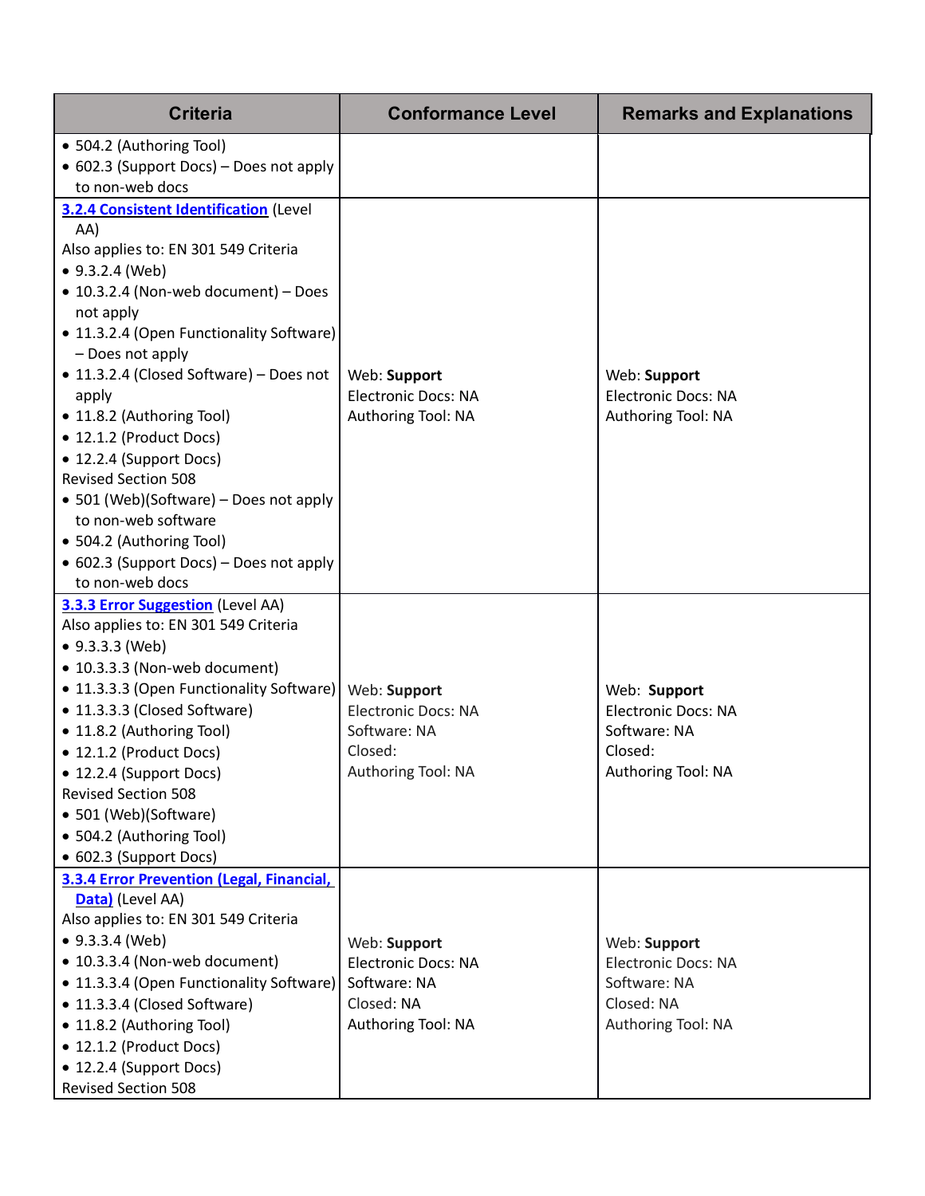| Criteria | Conformance Level | Remarks and Explanations |
|---|---|---|
| • 504.2 (Authoring Tool)<br>• 602.3 (Support Docs) – Does not apply to non-web docs | | |
| **[3.2.4 Consistent Identification]** (Level AA)<br>Also applies to: EN 301 549 Criteria<br>• 9.3.2.4 (Web)<br>• 10.3.2.4 (Non-web document) – Does not apply<br>• 11.3.2.4 (Open Functionality Software) – Does not apply<br>• 11.3.2.4 (Closed Software) – Does not apply<br>• 11.8.2 (Authoring Tool)<br>• 12.1.2 (Product Docs)<br>• 12.2.4 (Support Docs)<br>Revised Section 508<br>• 501 (Web)(Software) – Does not apply to non-web software<br>• 504.2 (Authoring Tool)<br>• 602.3 (Support Docs) – Does not apply to non-web docs | Web: **Support**<br>Electronic Docs: NA<br>Authoring Tool: NA | Web: **Support**<br>Electronic Docs: NA<br>Authoring Tool: NA |
| **[3.3.3 Error Suggestion]** (Level AA)<br>Also applies to: EN 301 549 Criteria<br>• 9.3.3.3 (Web)<br>• 10.3.3.3 (Non-web document)<br>• 11.3.3.3 (Open Functionality Software)<br>• 11.3.3.3 (Closed Software)<br>• 11.8.2 (Authoring Tool)<br>• 12.1.2 (Product Docs)<br>• 12.2.4 (Support Docs)<br>Revised Section 508<br>• 501 (Web)(Software)<br>• 504.2 (Authoring Tool)<br>• 602.3 (Support Docs) | Web: **Support**<br>Electronic Docs: NA<br>Software: NA<br>Closed:<br>Authoring Tool: NA | Web: **Support**<br>Electronic Docs: NA<br>Software: NA<br>Closed:<br>Authoring Tool: NA |
| **[3.3.4 Error Prevention (Legal, Financial, Data)]** (Level AA)<br>Also applies to: EN 301 549 Criteria<br>• 9.3.3.4 (Web)<br>• 10.3.3.4 (Non-web document)<br>• 11.3.3.4 (Open Functionality Software)<br>• 11.3.3.4 (Closed Software)<br>• 11.8.2 (Authoring Tool)<br>• 12.1.2 (Product Docs)<br>• 12.2.4 (Support Docs)<br>Revised Section 508 | Web: **Support**<br>Electronic Docs: NA<br>Software: NA<br>Closed: NA<br>Authoring Tool: NA | Web: **Support**<br>Electronic Docs: NA<br>Software: NA<br>Closed: NA<br>Authoring Tool: NA |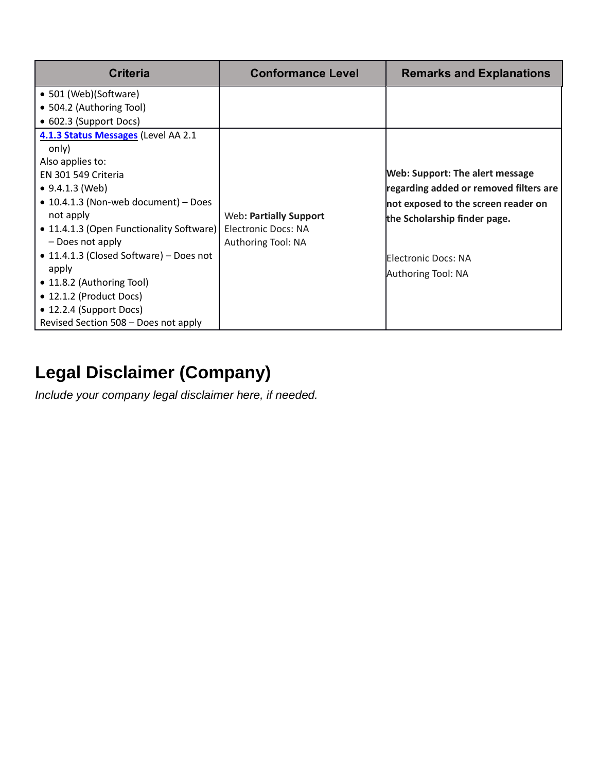| Criteria | Conformance Level | Remarks and Explanations |
|---|---|---|
| • 501 (Web)(Software)<br>• 504.2 (Authoring Tool)<br>• 602.3 (Support Docs) | | |
| **[4.1.3 Status Messages]** (Level AA 2.1 only)<br>Also applies to:<br>EN 301 549 Criteria<br>• 9.4.1.3 (Web)<br>• 10.4.1.3 (Non-web document) – Does not apply<br>• 11.4.1.3 (Open Functionality Software) – Does not apply<br>• 11.4.1.3 (Closed Software) – Does not apply<br>• 11.8.2 (Authoring Tool)<br>• 12.1.2 (Product Docs)<br>• 12.2.4 (Support Docs)<br>Revised Section 508 – Does not apply | Web**: Partially Support**<br>Electronic Docs: NA<br>Authoring Tool: NA | **Web: Support: The alert message regarding added or removed filters are not exposed to the screen reader on the Scholarship finder page.**<br><br>Electronic Docs: NA<br>Authoring Tool: NA |

## Legal Disclaimer (Company)

*Include your company legal disclaimer here, if needed.*